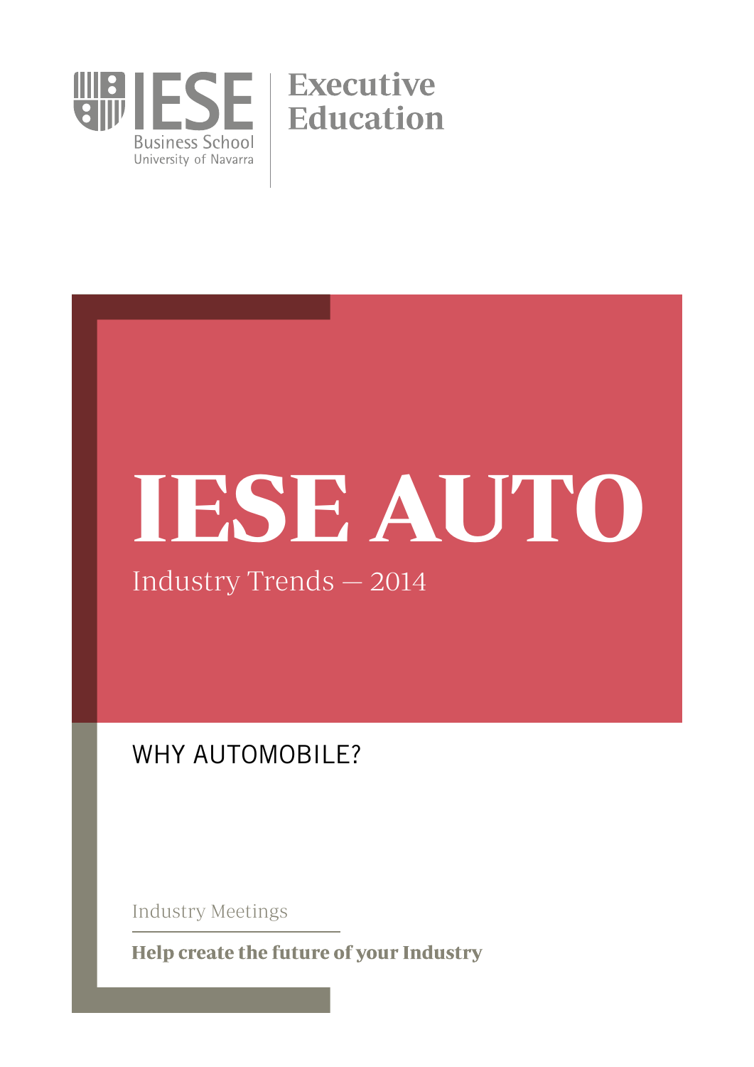IESE Business School
University of Navarra

Executive Education

# IESE AUTO

Industry Trends — 2014

## WHY AUTOMOBILE?

Industry Meetings

**Help create the future of your Industry**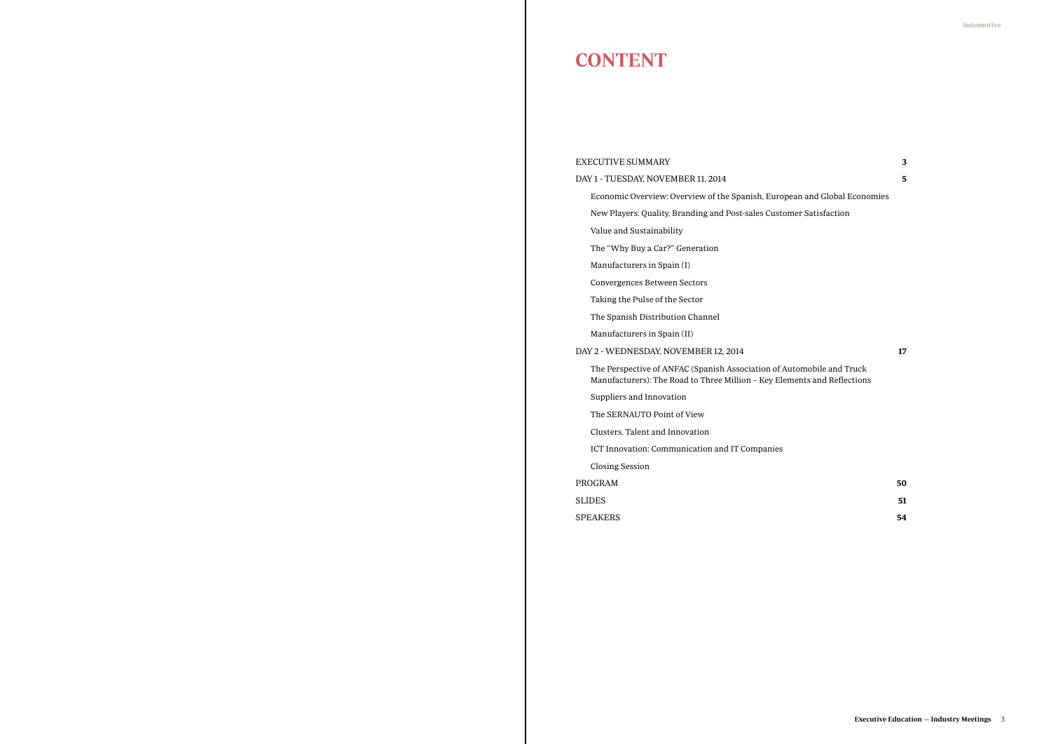# CONTENT

| | |
|---|---|
| EXECUTIVE SUMMARY | **3** |
| DAY 1 - TUESDAY, NOVEMBER 11, 2014 | **5** |
| Economic Overview: Overview of the Spanish, European and Global Economies | |
| New Players: Quality, Branding and Post-sales Customer Satisfaction | |
| Value and Sustainability | |
| The "Why Buy a Car?" Generation | |
| Manufacturers in Spain (I) | |
| Convergences Between Sectors | |
| Taking the Pulse of the Sector | |
| The Spanish Distribution Channel | |
| Manufacturers in Spain (II) | |
| DAY 2 - WEDNESDAY, NOVEMBER 12, 2014 | **17** |
| The Perspective of ANFAC (Spanish Association of Automobile and Truck Manufacturers): The Road to Three Million – Key Elements and Reflections | |
| Suppliers and Innovation | |
| The SERNAUTO Point of View | |
| Clusters, Talent and Innovation | |
| ICT Innovation: Communication and IT Companies | |
| Closing Session | |
| PROGRAM | **50** |
| SLIDES | **51** |
| SPEAKERS | **54** |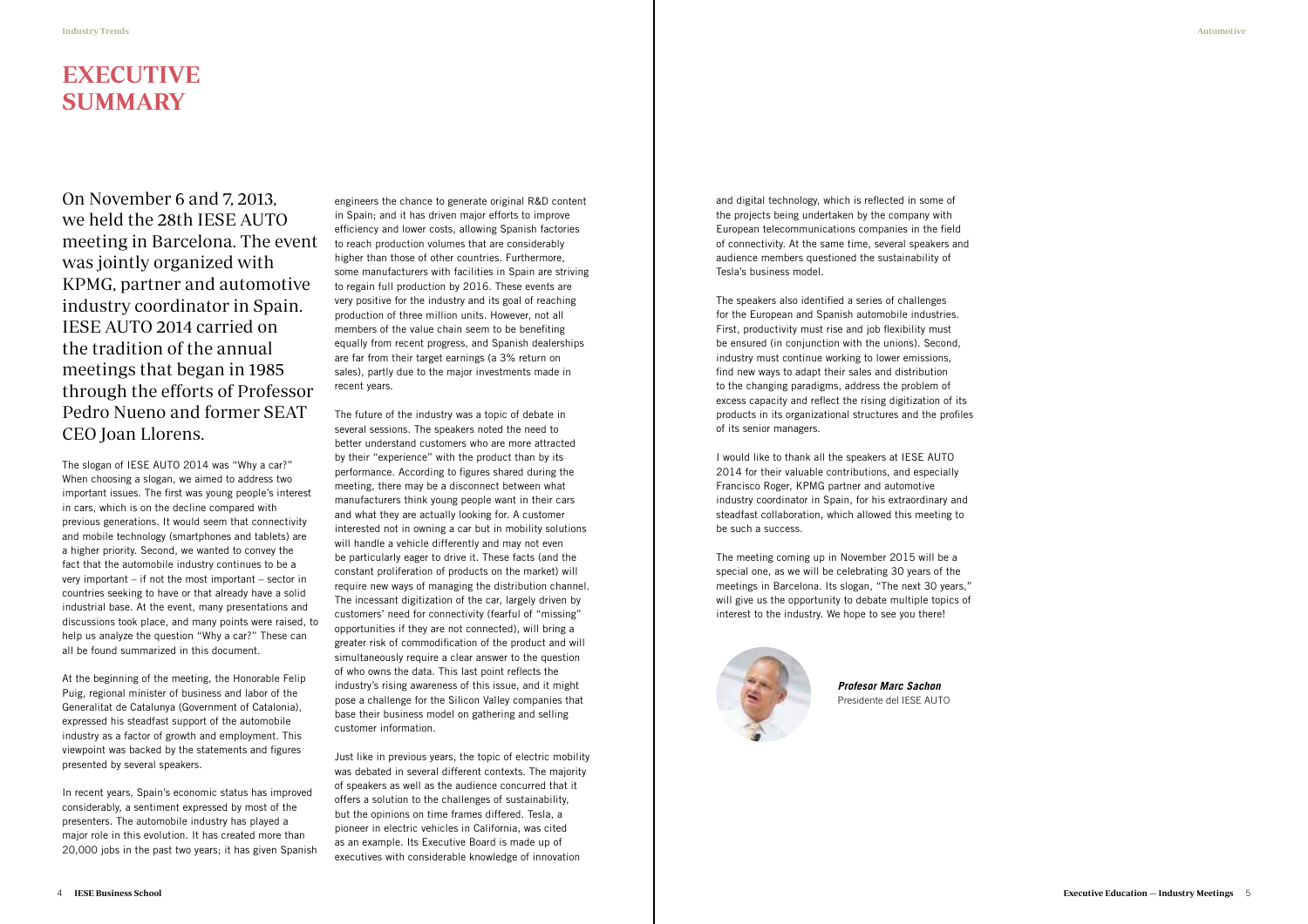# EXECUTIVE SUMMARY

On November 6 and 7, 2013, we held the 28th IESE AUTO meeting in Barcelona. The event was jointly organized with KPMG, partner and automotive industry coordinator in Spain. IESE AUTO 2014 carried on the tradition of the annual meetings that began in 1985 through the efforts of Professor Pedro Nueno and former SEAT CEO Joan Llorens.

The slogan of IESE AUTO 2014 was "Why a car?" When choosing a slogan, we aimed to address two important issues. The first was young people's interest in cars, which is on the decline compared with previous generations. It would seem that connectivity and mobile technology (smartphones and tablets) are a higher priority. Second, we wanted to convey the fact that the automobile industry continues to be a very important – if not the most important – sector in countries seeking to have or that already have a solid industrial base. At the event, many presentations and discussions took place, and many points were raised, to help us analyze the question "Why a car?" These can all be found summarized in this document.

At the beginning of the meeting, the Honorable Felip Puig, regional minister of business and labor of the Generalitat de Catalunya (Government of Catalonia), expressed his steadfast support of the automobile industry as a factor of growth and employment. This viewpoint was backed by the statements and figures presented by several speakers.

In recent years, Spain's economic status has improved considerably, a sentiment expressed by most of the presenters. The automobile industry has played a major role in this evolution. It has created more than 20,000 jobs in the past two years; it has given Spanish engineers the chance to generate original R&D content in Spain; and it has driven major efforts to improve efficiency and lower costs, allowing Spanish factories to reach production volumes that are considerably higher than those of other countries. Furthermore, some manufacturers with facilities in Spain are striving to regain full production by 2016. These events are very positive for the industry and its goal of reaching production of three million units. However, not all members of the value chain seem to be benefiting equally from recent progress, and Spanish dealerships are far from their target earnings (a 3% return on sales), partly due to the major investments made in recent years.

The future of the industry was a topic of debate in several sessions. The speakers noted the need to better understand customers who are more attracted by their "experience" with the product than by its performance. According to figures shared during the meeting, there may be a disconnect between what manufacturers think young people want in their cars and what they are actually looking for. A customer interested not in owning a car but in mobility solutions will handle a vehicle differently and may not even be particularly eager to drive it. These facts (and the constant proliferation of products on the market) will require new ways of managing the distribution channel. The incessant digitization of the car, largely driven by customers' need for connectivity (fearful of "missing" opportunities if they are not connected), will bring a greater risk of commodification of the product and will simultaneously require a clear answer to the question of who owns the data. This last point reflects the industry's rising awareness of this issue, and it might pose a challenge for the Silicon Valley companies that base their business model on gathering and selling customer information.

Just like in previous years, the topic of electric mobility was debated in several different contexts. The majority of speakers as well as the audience concurred that it offers a solution to the challenges of sustainability, but the opinions on time frames differed. Tesla, a pioneer in electric vehicles in California, was cited as an example. Its Executive Board is made up of executives with considerable knowledge of innovation and digital technology, which is reflected in some of the projects being undertaken by the company with European telecommunications companies in the field of connectivity. At the same time, several speakers and audience members questioned the sustainability of Tesla's business model.

The speakers also identified a series of challenges for the European and Spanish automobile industries. First, productivity must rise and job flexibility must be ensured (in conjunction with the unions). Second, industry must continue working to lower emissions, find new ways to adapt their sales and distribution to the changing paradigms, address the problem of excess capacity and reflect the rising digitization of its products in its organizational structures and the profiles of its senior managers.

I would like to thank all the speakers at IESE AUTO 2014 for their valuable contributions, and especially Francisco Roger, KPMG partner and automotive industry coordinator in Spain, for his extraordinary and steadfast collaboration, which allowed this meeting to be such a success.

The meeting coming up in November 2015 will be a special one, as we will be celebrating 30 years of the meetings in Barcelona. Its slogan, "The next 30 years," will give us the opportunity to debate multiple topics of interest to the industry. We hope to see you there!

***Profesor Marc Sachon***
Presidente del IESE AUTO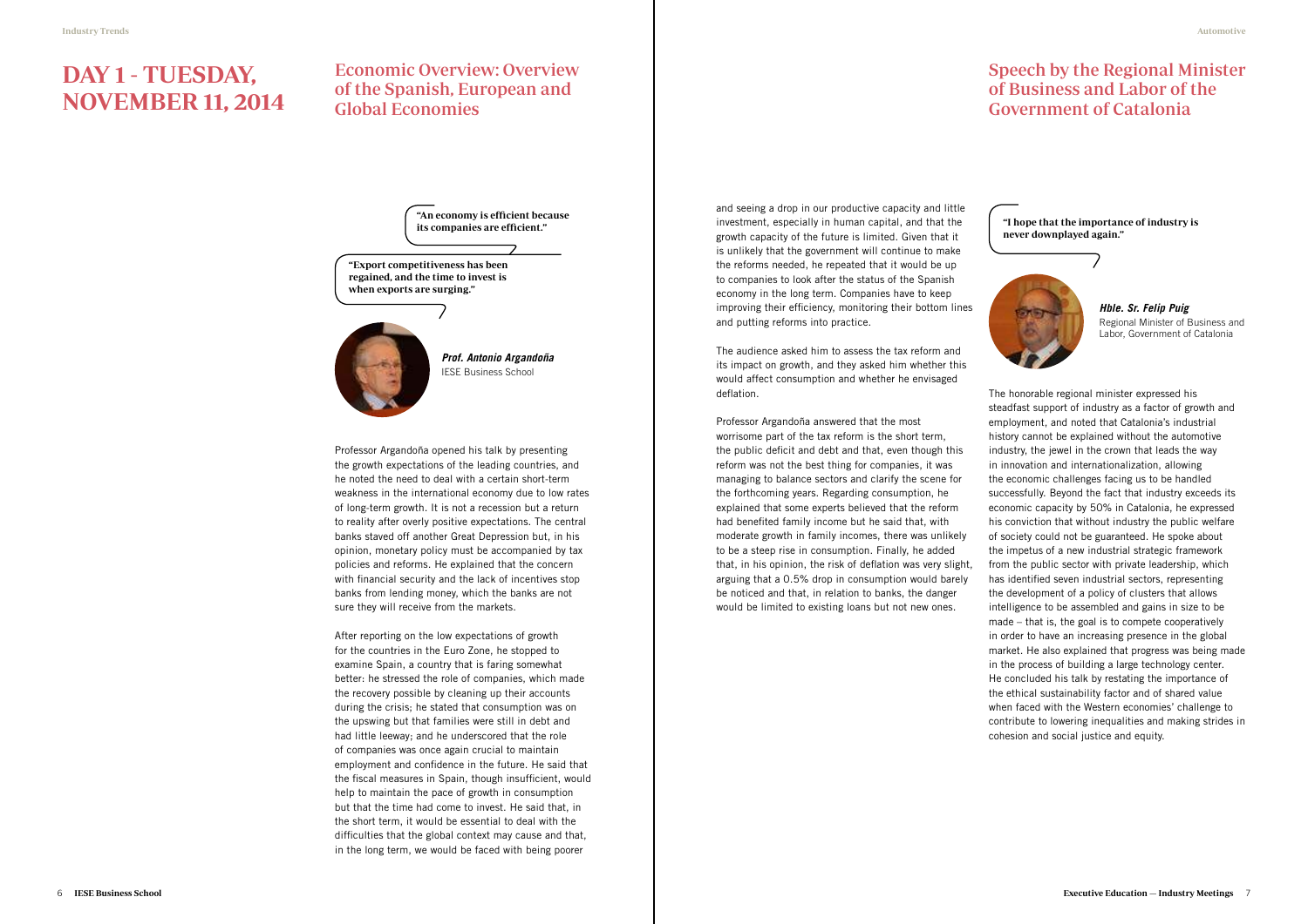# DAY 1 - TUESDAY, NOVEMBER 11, 2014

## Economic Overview: Overview of the Spanish, European and Global Economies

**"An economy is efficient because its companies are efficient."**

**"Export competitiveness has been regained, and the time to invest is when exports are surging."**

***Prof. Antonio Argandoña***
IESE Business School

Professor Argandoña opened his talk by presenting the growth expectations of the leading countries, and he noted the need to deal with a certain short-term weakness in the international economy due to low rates of long-term growth. It is not a recession but a return to reality after overly positive expectations. The central banks staved off another Great Depression but, in his opinion, monetary policy must be accompanied by tax policies and reforms. He explained that the concern with financial security and the lack of incentives stop banks from lending money, which the banks are not sure they will receive from the markets.

After reporting on the low expectations of growth for the countries in the Euro Zone, he stopped to examine Spain, a country that is faring somewhat better: he stressed the role of companies, which made the recovery possible by cleaning up their accounts during the crisis; he stated that consumption was on the upswing but that families were still in debt and had little leeway; and he underscored that the role of companies was once again crucial to maintain employment and confidence in the future. He said that the fiscal measures in Spain, though insufficient, would help to maintain the pace of growth in consumption but that the time had come to invest. He said that, in the short term, it would be essential to deal with the difficulties that the global context may cause and that, in the long term, we would be faced with being poorer and seeing a drop in our productive capacity and little investment, especially in human capital, and that the growth capacity of the future is limited. Given that it is unlikely that the government will continue to make the reforms needed, he repeated that it would be up to companies to look after the status of the Spanish economy in the long term. Companies have to keep improving their efficiency, monitoring their bottom lines and putting reforms into practice.

The audience asked him to assess the tax reform and its impact on growth, and they asked him whether this would affect consumption and whether he envisaged deflation.

Professor Argandoña answered that the most worrisome part of the tax reform is the short term, the public deficit and debt and that, even though this reform was not the best thing for companies, it was managing to balance sectors and clarify the scene for the forthcoming years. Regarding consumption, he explained that some experts believed that the reform had benefited family income but he said that, with moderate growth in family incomes, there was unlikely to be a steep rise in consumption. Finally, he added that, in his opinion, the risk of deflation was very slight, arguing that a 0.5% drop in consumption would barely be noticed and that, in relation to banks, the danger would be limited to existing loans but not new ones.

## Speech by the Regional Minister of Business and Labor of the Government of Catalonia

**"I hope that the importance of industry is never downplayed again."**

***Hble. Sr. Felip Puig***
Regional Minister of Business and Labor, Government of Catalonia

The honorable regional minister expressed his steadfast support of industry as a factor of growth and employment, and noted that Catalonia's industrial history cannot be explained without the automotive industry, the jewel in the crown that leads the way in innovation and internationalization, allowing the economic challenges facing us to be handled successfully. Beyond the fact that industry exceeds its economic capacity by 50% in Catalonia, he expressed his conviction that without industry the public welfare of society could not be guaranteed. He spoke about the impetus of a new industrial strategic framework from the public sector with private leadership, which has identified seven industrial sectors, representing the development of a policy of clusters that allows intelligence to be assembled and gains in size to be made – that is, the goal is to compete cooperatively in order to have an increasing presence in the global market. He also explained that progress was being made in the process of building a large technology center. He concluded his talk by restating the importance of the ethical sustainability factor and of shared value when faced with the Western economies' challenge to contribute to lowering inequalities and making strides in cohesion and social justice and equity.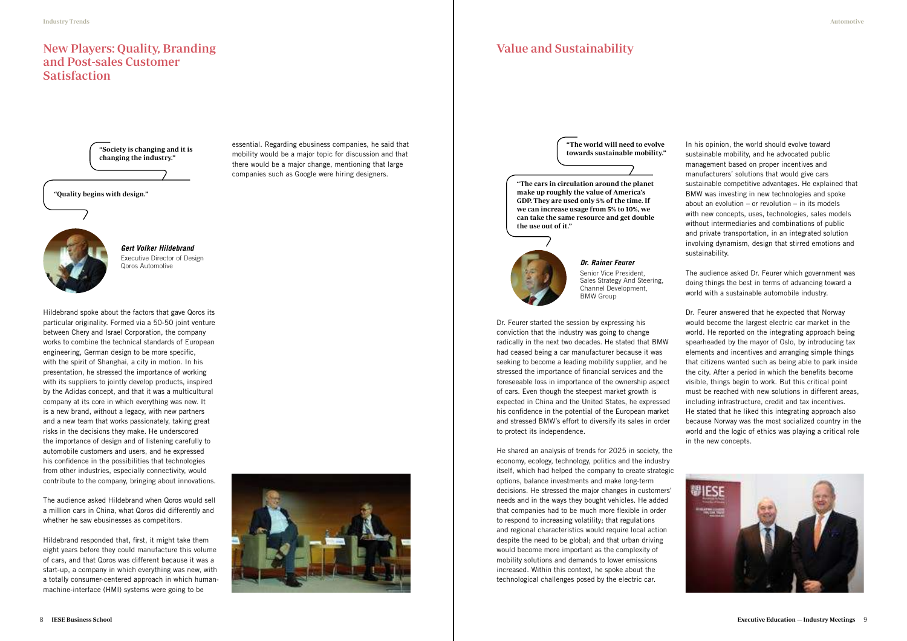## New Players: Quality, Branding and Post-sales Customer Satisfaction

**"Society is changing and it is changing the industry."**

**"Quality begins with design."**

***Gert Volker Hildebrand***
Executive Director of Design
Qoros Automotive

Hildebrand spoke about the factors that gave Qoros its particular originality. Formed via a 50-50 joint venture between Chery and Israel Corporation, the company works to combine the technical standards of European engineering, German design to be more specific, with the spirit of Shanghai, a city in motion. In his presentation, he stressed the importance of working with its suppliers to jointly develop products, inspired by the Adidas concept, and that it was a multicultural company at its core in which everything was new. It is a new brand, without a legacy, with new partners and a new team that works passionately, taking great risks in the decisions they make. He underscored the importance of design and of listening carefully to automobile customers and users, and he expressed his confidence in the possibilities that technologies from other industries, especially connectivity, would contribute to the company, bringing about innovations.

The audience asked Hildebrand when Qoros would sell a million cars in China, what Qoros did differently and whether he saw ebusinesses as competitors.

Hildebrand responded that, first, it might take them eight years before they could manufacture this volume of cars, and that Qoros was different because it was a start-up, a company in which everything was new, with a totally consumer-centered approach in which human-machine-interface (HMI) systems were going to be essential. Regarding ebusiness companies, he said that mobility would be a major topic for discussion and that there would be a major change, mentioning that large companies such as Google were hiring designers.

## Value and Sustainability

**"The world will need to evolve towards sustainable mobility."**

**"The cars in circulation around the planet make up roughly the value of America's GDP. They are used only 5% of the time. If we can increase usage from 5% to 10%, we can take the same resource and get double the use out of it."**

***Dr. Rainer Feurer***
Senior Vice President,
Sales Strategy And Steering,
Channel Development,
BMW Group

Dr. Feurer started the session by expressing his conviction that the industry was going to change radically in the next two decades. He stated that BMW had ceased being a car manufacturer because it was seeking to become a leading mobility supplier, and he stressed the importance of financial services and the foreseeable loss in importance of the ownership aspect of cars. Even though the steepest market growth is expected in China and the United States, he expressed his confidence in the potential of the European market and stressed BMW's effort to diversify its sales in order to protect its independence.

He shared an analysis of trends for 2025 in society, the economy, ecology, technology, politics and the industry itself, which had helped the company to create strategic options, balance investments and make long-term decisions. He stressed the major changes in customers' needs and in the ways they bought vehicles. He added that companies had to be much more flexible in order to respond to increasing volatility; that regulations and regional characteristics would require local action despite the need to be global; and that urban driving would become more important as the complexity of mobility solutions and demands to lower emissions increased. Within this context, he spoke about the technological challenges posed by the electric car.

In his opinion, the world should evolve toward sustainable mobility, and he advocated public management based on proper incentives and manufacturers' solutions that would give cars sustainable competitive advantages. He explained that BMW was investing in new technologies and spoke about an evolution – or revolution – in its models with new concepts, uses, technologies, sales models without intermediaries and combinations of public and private transportation, in an integrated solution involving dynamism, design that stirred emotions and sustainability.

The audience asked Dr. Feurer which government was doing things the best in terms of advancing toward a world with a sustainable automobile industry.

Dr. Feurer answered that he expected that Norway would become the largest electric car market in the world. He reported on the integrating approach being spearheaded by the mayor of Oslo, by introducing tax elements and incentives and arranging simple things that citizens wanted such as being able to park inside the city. After a period in which the benefits become visible, things begin to work. But this critical point must be reached with new solutions in different areas, including infrastructure, credit and tax incentives. He stated that he liked this integrating approach also because Norway was the most socialized country in the world and the logic of ethics was playing a critical role in the new concepts.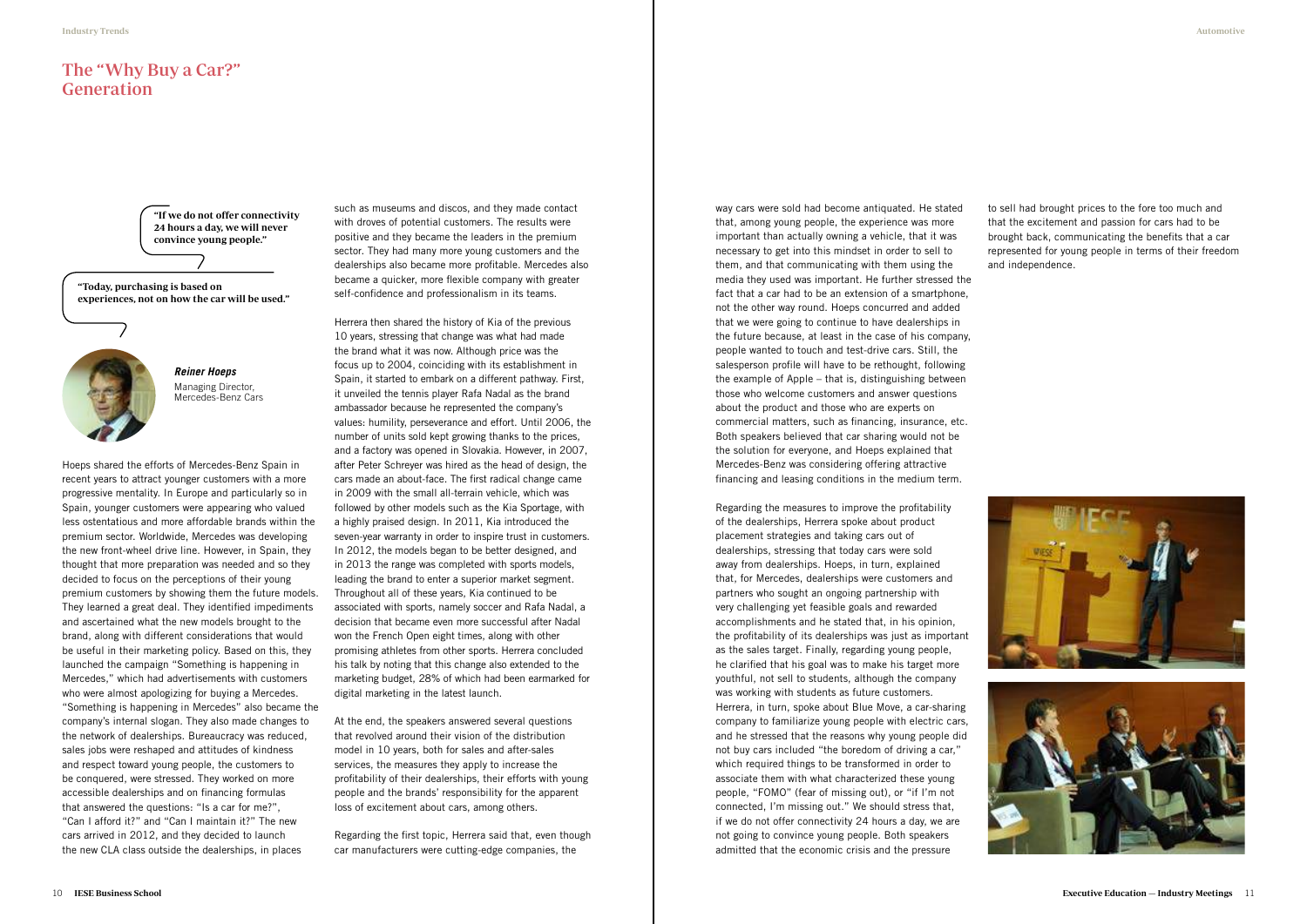# The "Why Buy a Car?" Generation

**"If we do not offer connectivity 24 hours a day, we will never convince young people."**

**"Today, purchasing is based on experiences, not on how the car will be used."**

***Reiner Hoeps***
Managing Director, Mercedes-Benz Cars

Hoeps shared the efforts of Mercedes-Benz Spain in recent years to attract younger customers with a more progressive mentality. In Europe and particularly so in Spain, younger customers were appearing who valued less ostentatious and more affordable brands within the premium sector. Worldwide, Mercedes was developing the new front-wheel drive line. However, in Spain, they thought that more preparation was needed and so they decided to focus on the perceptions of their young premium customers by showing them the future models. They learned a great deal. They identified impediments and ascertained what the new models brought to the brand, along with different considerations that would be useful in their marketing policy. Based on this, they launched the campaign "Something is happening in Mercedes," which had advertisements with customers who were almost apologizing for buying a Mercedes. "Something is happening in Mercedes" also became the company's internal slogan. They also made changes to the network of dealerships. Bureaucracy was reduced, sales jobs were reshaped and attitudes of kindness and respect toward young people, the customers to be conquered, were stressed. They worked on more accessible dealerships and on financing formulas that answered the questions: "Is a car for me?", "Can I afford it?" and "Can I maintain it?" The new cars arrived in 2012, and they decided to launch the new CLA class outside the dealerships, in places such as museums and discos, and they made contact with droves of potential customers. The results were positive and they became the leaders in the premium sector. They had many more young customers and the dealerships also became more profitable. Mercedes also became a quicker, more flexible company with greater self-confidence and professionalism in its teams.

Herrera then shared the history of Kia of the previous 10 years, stressing that change was what had made the brand what it was now. Although price was the focus up to 2004, coinciding with its establishment in Spain, it started to embark on a different pathway. First, it unveiled the tennis player Rafa Nadal as the brand ambassador because he represented the company's values: humility, perseverance and effort. Until 2006, the number of units sold kept growing thanks to the prices, and a factory was opened in Slovakia. However, in 2007, after Peter Schreyer was hired as the head of design, the cars made an about-face. The first radical change came in 2009 with the small all-terrain vehicle, which was followed by other models such as the Kia Sportage, with a highly praised design. In 2011, Kia introduced the seven-year warranty in order to inspire trust in customers. In 2012, the models began to be better designed, and in 2013 the range was completed with sports models, leading the brand to enter a superior market segment. Throughout all of these years, Kia continued to be associated with sports, namely soccer and Rafa Nadal, a decision that became even more successful after Nadal won the French Open eight times, along with other promising athletes from other sports. Herrera concluded his talk by noting that this change also extended to the marketing budget, 28% of which had been earmarked for digital marketing in the latest launch.

At the end, the speakers answered several questions that revolved around their vision of the distribution model in 10 years, both for sales and after-sales services, the measures they apply to increase the profitability of their dealerships, their efforts with young people and the brands' responsibility for the apparent loss of excitement about cars, among others.

Regarding the first topic, Herrera said that, even though car manufacturers were cutting-edge companies, the way cars were sold had become antiquated. He stated that, among young people, the experience was more important than actually owning a vehicle, that it was necessary to get into this mindset in order to sell to them, and that communicating with them using the media they used was important. He further stressed the fact that a car had to be an extension of a smartphone, not the other way round. Hoeps concurred and added that we were going to continue to have dealerships in the future because, at least in the case of his company, people wanted to touch and test-drive cars. Still, the salesperson profile will have to be rethought, following the example of Apple – that is, distinguishing between those who welcome customers and answer questions about the product and those who are experts on commercial matters, such as financing, insurance, etc. Both speakers believed that car sharing would not be the solution for everyone, and Hoeps explained that Mercedes-Benz was considering offering attractive financing and leasing conditions in the medium term.

Regarding the measures to improve the profitability of the dealerships, Herrera spoke about product placement strategies and taking cars out of dealerships, stressing that today cars were sold away from dealerships. Hoeps, in turn, explained that, for Mercedes, dealerships were customers and partners who sought an ongoing partnership with very challenging yet feasible goals and rewarded accomplishments and he stated that, in his opinion, the profitability of its dealerships was just as important as the sales target. Finally, regarding young people, he clarified that his goal was to make his target more youthful, not sell to students, although the company was working with students as future customers. Herrera, in turn, spoke about Blue Move, a car-sharing company to familiarize young people with electric cars, and he stressed that the reasons why young people did not buy cars included "the boredom of driving a car," which required things to be transformed in order to associate them with what characterized these young people, "FOMO" (fear of missing out), or "if I'm not connected, I'm missing out." We should stress that, if we do not offer connectivity 24 hours a day, we are not going to convince young people. Both speakers admitted that the economic crisis and the pressure to sell had brought prices to the fore too much and that the excitement and passion for cars had to be brought back, communicating the benefits that a car represented for young people in terms of their freedom and independence.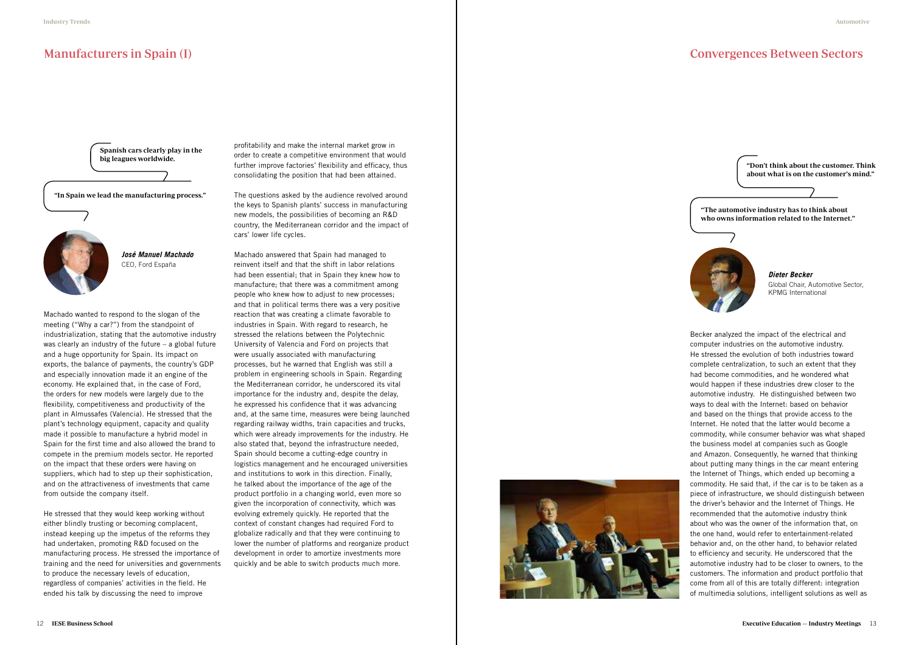## Manufacturers in Spain (I)

**Spanish cars clearly play in the big leagues worldwide.**

**"In Spain we lead the manufacturing process."**

***José Manuel Machado***
CEO, Ford España

Machado wanted to respond to the slogan of the meeting ("Why a car?") from the standpoint of industrialization, stating that the automotive industry was clearly an industry of the future – a global future and a huge opportunity for Spain. Its impact on exports, the balance of payments, the country's GDP and especially innovation made it an engine of the economy. He explained that, in the case of Ford, the orders for new models were largely due to the flexibility, competitiveness and productivity of the plant in Almussafes (Valencia). He stressed that the plant's technology equipment, capacity and quality made it possible to manufacture a hybrid model in Spain for the first time and also allowed the brand to compete in the premium models sector. He reported on the impact that these orders were having on suppliers, which had to step up their sophistication, and on the attractiveness of investments that came from outside the company itself.

He stressed that they would keep working without either blindly trusting or becoming complacent, instead keeping up the impetus of the reforms they had undertaken, promoting R&D focused on the manufacturing process. He stressed the importance of training and the need for universities and governments to produce the necessary levels of education, regardless of companies' activities in the field. He ended his talk by discussing the need to improve profitability and make the internal market grow in order to create a competitive environment that would further improve factories' flexibility and efficacy, thus consolidating the position that had been attained.

The questions asked by the audience revolved around the keys to Spanish plants' success in manufacturing new models, the possibilities of becoming an R&D country, the Mediterranean corridor and the impact of cars' lower life cycles.

Machado answered that Spain had managed to reinvent itself and that the shift in labor relations had been essential; that in Spain they knew how to manufacture; that there was a commitment among people who knew how to adjust to new processes; and that in political terms there was a very positive reaction that was creating a climate favorable to industries in Spain. With regard to research, he stressed the relations between the Polytechnic University of Valencia and Ford on projects that were usually associated with manufacturing processes, but he warned that English was still a problem in engineering schools in Spain. Regarding the Mediterranean corridor, he underscored its vital importance for the industry and, despite the delay, he expressed his confidence that it was advancing and, at the same time, measures were being launched regarding railway widths, train capacities and trucks, which were already improvements for the industry. He also stated that, beyond the infrastructure needed, Spain should become a cutting-edge country in logistics management and he encouraged universities and institutions to work in this direction. Finally, he talked about the importance of the age of the product portfolio in a changing world, even more so given the incorporation of connectivity, which was evolving extremely quickly. He reported that the context of constant changes had required Ford to globalize radically and that they were continuing to lower the number of platforms and reorganize product development in order to amortize investments more quickly and be able to switch products much more.

## Convergences Between Sectors

**"Don't think about the customer. Think about what is on the customer's mind."**

**"The automotive industry has to think about who owns information related to the Internet."**

***Dieter Becker***
Global Chair, Automotive Sector, KPMG International

Becker analyzed the impact of the electrical and computer industries on the automotive industry. He stressed the evolution of both industries toward complete centralization, to such an extent that they had become commodities, and he wondered what would happen if these industries drew closer to the automotive industry. He distinguished between two ways to deal with the Internet: based on behavior and based on the things that provide access to the Internet. He noted that the latter would become a commodity, while consumer behavior was what shaped the business model at companies such as Google and Amazon. Consequently, he warned that thinking about putting many things in the car meant entering the Internet of Things, which ended up becoming a commodity. He said that, if the car is to be taken as a piece of infrastructure, we should distinguish between the driver's behavior and the Internet of Things. He recommended that the automotive industry think about who was the owner of the information that, on the one hand, would refer to entertainment-related behavior and, on the other hand, to behavior related to efficiency and security. He underscored that the automotive industry had to be closer to owners, to the customers. The information and product portfolio that come from all of this are totally different: integration of multimedia solutions, intelligent solutions as well as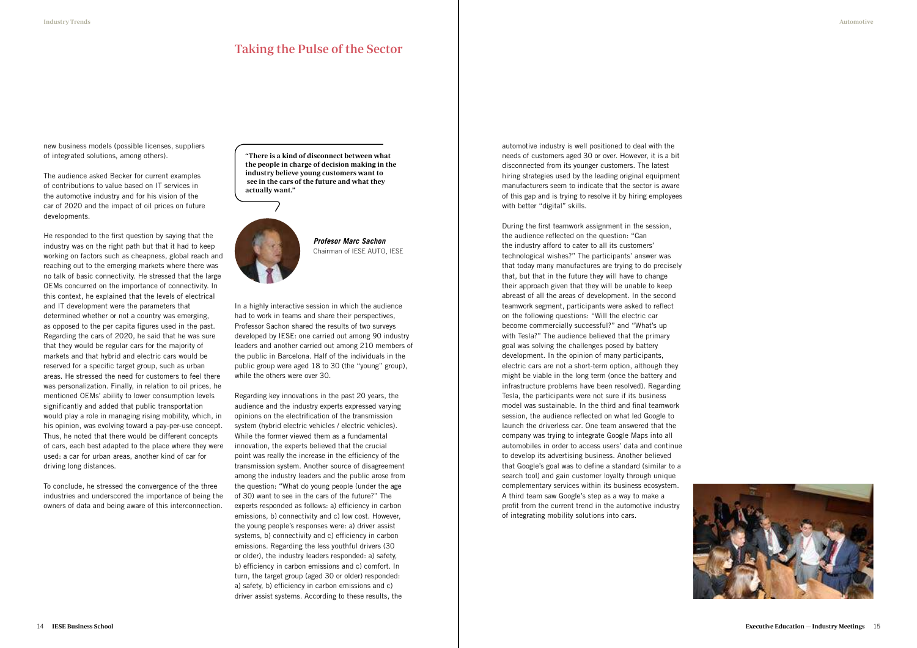## Taking the Pulse of the Sector

new business models (possible licenses, suppliers of integrated solutions, among others).

The audience asked Becker for current examples of contributions to value based on IT services in the automotive industry and for his vision of the car of 2020 and the impact of oil prices on future developments.

He responded to the first question by saying that the industry was on the right path but that it had to keep working on factors such as cheapness, global reach and reaching out to the emerging markets where there was no talk of basic connectivity. He stressed that the large OEMs concurred on the importance of connectivity. In this context, he explained that the levels of electrical and IT development were the parameters that determined whether or not a country was emerging, as opposed to the per capita figures used in the past. Regarding the cars of 2020, he said that he was sure that they would be regular cars for the majority of markets and that hybrid and electric cars would be reserved for a specific target group, such as urban areas. He stressed the need for customers to feel there was personalization. Finally, in relation to oil prices, he mentioned OEMs' ability to lower consumption levels significantly and added that public transportation would play a role in managing rising mobility, which, in his opinion, was evolving toward a pay-per-use concept. Thus, he noted that there would be different concepts of cars, each best adapted to the place where they were used: a car for urban areas, another kind of car for driving long distances.

To conclude, he stressed the convergence of the three industries and underscored the importance of being the owners of data and being aware of this interconnection.

**"There is a kind of disconnect between what the people in charge of decision making in the industry believe young customers want to see in the cars of the future and what they actually want."**

***Profesor Marc Sachon***
Chairman of IESE AUTO, IESE

In a highly interactive session in which the audience had to work in teams and share their perspectives, Professor Sachon shared the results of two surveys developed by IESE: one carried out among 90 industry leaders and another carried out among 210 members of the public in Barcelona. Half of the individuals in the public group were aged 18 to 30 (the "young" group), while the others were over 30.

Regarding key innovations in the past 20 years, the audience and the industry experts expressed varying opinions on the electrification of the transmission system (hybrid electric vehicles / electric vehicles). While the former viewed them as a fundamental innovation, the experts believed that the crucial point was really the increase in the efficiency of the transmission system. Another source of disagreement among the industry leaders and the public arose from the question: "What do young people (under the age of 30) want to see in the cars of the future?" The experts responded as follows: a) efficiency in carbon emissions, b) connectivity and c) low cost. However, the young people's responses were: a) driver assist systems, b) connectivity and c) efficiency in carbon emissions. Regarding the less youthful drivers (30 or older), the industry leaders responded: a) safety, b) efficiency in carbon emissions and c) comfort. In turn, the target group (aged 30 or older) responded: a) safety, b) efficiency in carbon emissions and c) driver assist systems. According to these results, the automotive industry is well positioned to deal with the needs of customers aged 30 or over. However, it is a bit disconnected from its younger customers. The latest hiring strategies used by the leading original equipment manufacturers seem to indicate that the sector is aware of this gap and is trying to resolve it by hiring employees with better "digital" skills.

During the first teamwork assignment in the session, the audience reflected on the question: "Can the industry afford to cater to all its customers' technological wishes?" The participants' answer was that today many manufactures are trying to do precisely that, but that in the future they will have to change their approach given that they will be unable to keep abreast of all the areas of development. In the second teamwork segment, participants were asked to reflect on the following questions: "Will the electric car become commercially successful?" and "What's up with Tesla?" The audience believed that the primary goal was solving the challenges posed by battery development. In the opinion of many participants, electric cars are not a short-term option, although they might be viable in the long term (once the battery and infrastructure problems have been resolved). Regarding Tesla, the participants were not sure if its business model was sustainable. In the third and final teamwork session, the audience reflected on what led Google to launch the driverless car. One team answered that the company was trying to integrate Google Maps into all automobiles in order to access users' data and continue to develop its advertising business. Another believed that Google's goal was to define a standard (similar to a search tool) and gain customer loyalty through unique complementary services within its business ecosystem. A third team saw Google's step as a way to make a profit from the current trend in the automotive industry of integrating mobility solutions into cars.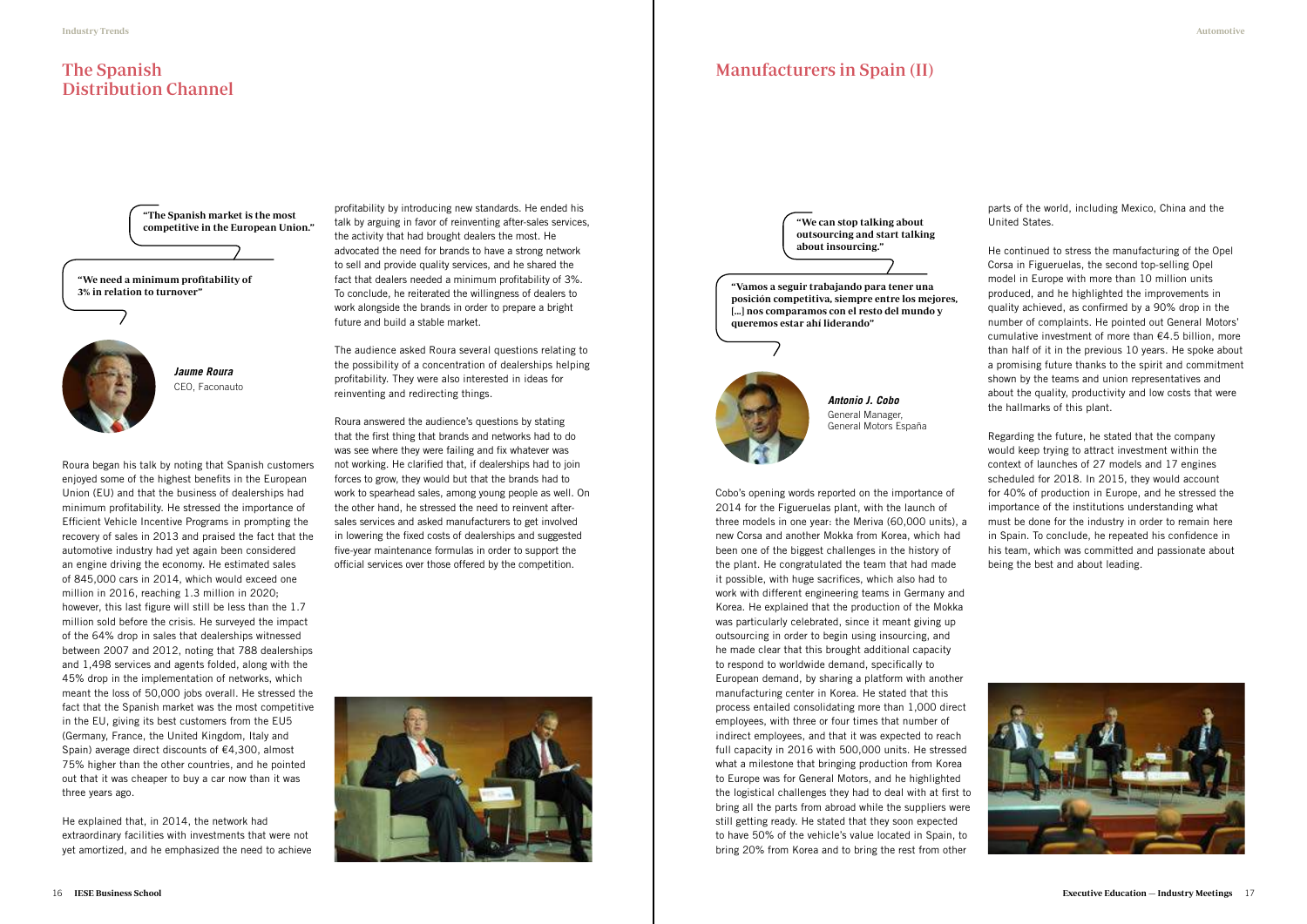## The Spanish Distribution Channel

> "The Spanish market is the most competitive in the European Union."

> "We need a minimum profitability of 3% in relation to turnover"

***Jaume Roura***
CEO, Faconauto

Roura began his talk by noting that Spanish customers enjoyed some of the highest benefits in the European Union (EU) and that the business of dealerships had minimum profitability. He stressed the importance of Efficient Vehicle Incentive Programs in prompting the recovery of sales in 2013 and praised the fact that the automotive industry had yet again been considered an engine driving the economy. He estimated sales of 845,000 cars in 2014, which would exceed one million in 2016, reaching 1.3 million in 2020; however, this last figure will still be less than the 1.7 million sold before the crisis. He surveyed the impact of the 64% drop in sales that dealerships witnessed between 2007 and 2012, noting that 788 dealerships and 1,498 services and agents folded, along with the 45% drop in the implementation of networks, which meant the loss of 50,000 jobs overall. He stressed the fact that the Spanish market was the most competitive in the EU, giving its best customers from the EU5 (Germany, France, the United Kingdom, Italy and Spain) average direct discounts of €4,300, almost 75% higher than the other countries, and he pointed out that it was cheaper to buy a car now than it was three years ago.

He explained that, in 2014, the network had extraordinary facilities with investments that were not yet amortized, and he emphasized the need to achieve profitability by introducing new standards. He ended his talk by arguing in favor of reinventing after-sales services, the activity that had brought dealers the most. He advocated the need for brands to have a strong network to sell and provide quality services, and he shared the fact that dealers needed a minimum profitability of 3%. To conclude, he reiterated the willingness of dealers to work alongside the brands in order to prepare a bright future and build a stable market.

The audience asked Roura several questions relating to the possibility of a concentration of dealerships helping profitability. They were also interested in ideas for reinventing and redirecting things.

Roura answered the audience's questions by stating that the first thing that brands and networks had to do was see where they were failing and fix whatever was not working. He clarified that, if dealerships had to join forces to grow, they would but that the brands had to work to spearhead sales, among young people as well. On the other hand, he stressed the need to reinvent after-sales services and asked manufacturers to get involved in lowering the fixed costs of dealerships and suggested five-year maintenance formulas in order to support the official services over those offered by the competition.

## Manufacturers in Spain (II)

> "We can stop talking about outsourcing and start talking about insourcing."

> "Vamos a seguir trabajando para tener una posición competitiva, siempre entre los mejores, […] nos comparamos con el resto del mundo y queremos estar ahí liderando"

***Antonio J. Cobo***
General Manager,
General Motors España

Cobo's opening words reported on the importance of 2014 for the Figueruelas plant, with the launch of three models in one year: the Meriva (60,000 units), a new Corsa and another Mokka from Korea, which had been one of the biggest challenges in the history of the plant. He congratulated the team that had made it possible, with huge sacrifices, which also had to work with different engineering teams in Germany and Korea. He explained that the production of the Mokka was particularly celebrated, since it meant giving up outsourcing in order to begin using insourcing, and he made clear that this brought additional capacity to respond to worldwide demand, specifically to European demand, by sharing a platform with another manufacturing center in Korea. He stated that this process entailed consolidating more than 1,000 direct employees, with three or four times that number of indirect employees, and that it was expected to reach full capacity in 2016 with 500,000 units. He stressed what a milestone that bringing production from Korea to Europe was for General Motors, and he highlighted the logistical challenges they had to deal with at first to bring all the parts from abroad while the suppliers were still getting ready. He stated that they soon expected to have 50% of the vehicle's value located in Spain, to bring 20% from Korea and to bring the rest from other parts of the world, including Mexico, China and the United States.

He continued to stress the manufacturing of the Opel Corsa in Figueruelas, the second top-selling Opel model in Europe with more than 10 million units produced, and he highlighted the improvements in quality achieved, as confirmed by a 90% drop in the number of complaints. He pointed out General Motors' cumulative investment of more than €4.5 billion, more than half of it in the previous 10 years. He spoke about a promising future thanks to the spirit and commitment shown by the teams and union representatives and about the quality, productivity and low costs that were the hallmarks of this plant.

Regarding the future, he stated that the company would keep trying to attract investment within the context of launches of 27 models and 17 engines scheduled for 2018. In 2015, they would account for 40% of production in Europe, and he stressed the importance of the institutions understanding what must be done for the industry in order to remain here in Spain. To conclude, he repeated his confidence in his team, which was committed and passionate about being the best and about leading.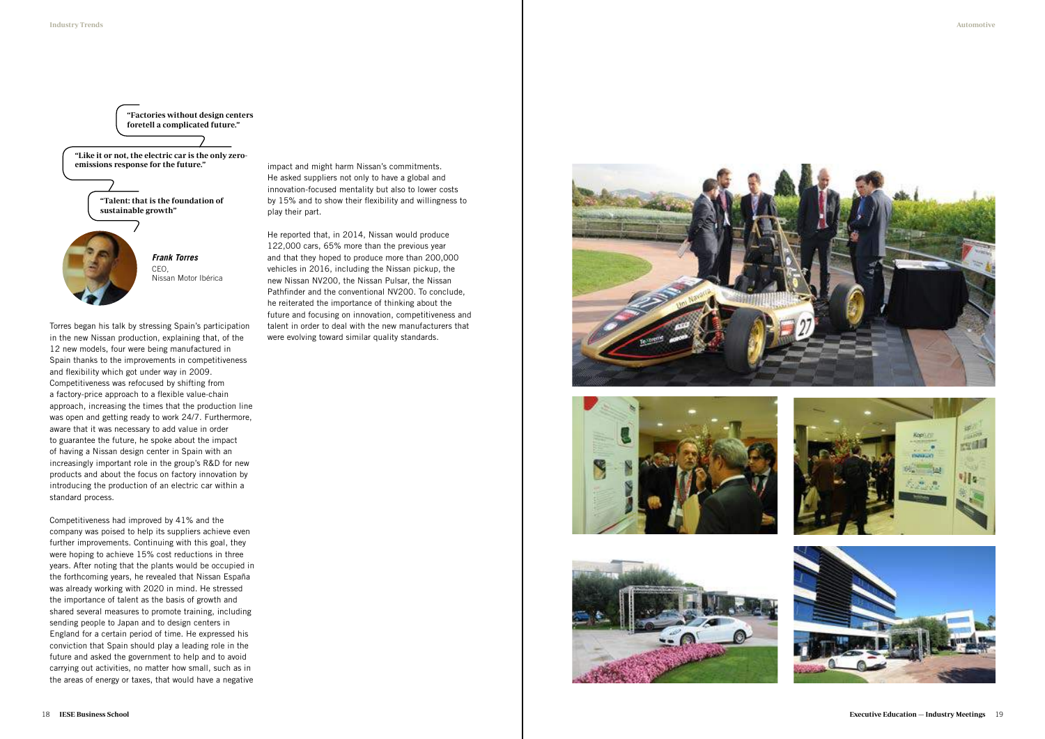"Factories without design centers foretell a complicated future."

"Like it or not, the electric car is the only zero-emissions response for the future."

"Talent: that is the foundation of sustainable growth"

***Frank Torres***
CEO,
Nissan Motor Ibérica

Torres began his talk by stressing Spain's participation in the new Nissan production, explaining that, of the 12 new models, four were being manufactured in Spain thanks to the improvements in competitiveness and flexibility which got under way in 2009. Competitiveness was refocused by shifting from a factory-price approach to a flexible value-chain approach, increasing the times that the production line was open and getting ready to work 24/7. Furthermore, aware that it was necessary to add value in order to guarantee the future, he spoke about the impact of having a Nissan design center in Spain with an increasingly important role in the group's R&D for new products and about the focus on factory innovation by introducing the production of an electric car within a standard process.

Competitiveness had improved by 41% and the company was poised to help its suppliers achieve even further improvements. Continuing with this goal, they were hoping to achieve 15% cost reductions in three years. After noting that the plants would be occupied in the forthcoming years, he revealed that Nissan España was already working with 2020 in mind. He stressed the importance of talent as the basis of growth and shared several measures to promote training, including sending people to Japan and to design centers in England for a certain period of time. He expressed his conviction that Spain should play a leading role in the future and asked the government to help and to avoid carrying out activities, no matter how small, such as in the areas of energy or taxes, that would have a negative impact and might harm Nissan's commitments. He asked suppliers not only to have a global and innovation-focused mentality but also to lower costs by 15% and to show their flexibility and willingness to play their part.

He reported that, in 2014, Nissan would produce 122,000 cars, 65% more than the previous year and that they hoped to produce more than 200,000 vehicles in 2016, including the Nissan pickup, the new Nissan NV200, the Nissan Pulsar, the Nissan Pathfinder and the conventional NV200. To conclude, he reiterated the importance of thinking about the future and focusing on innovation, competitiveness and talent in order to deal with the new manufacturers that were evolving toward similar quality standards.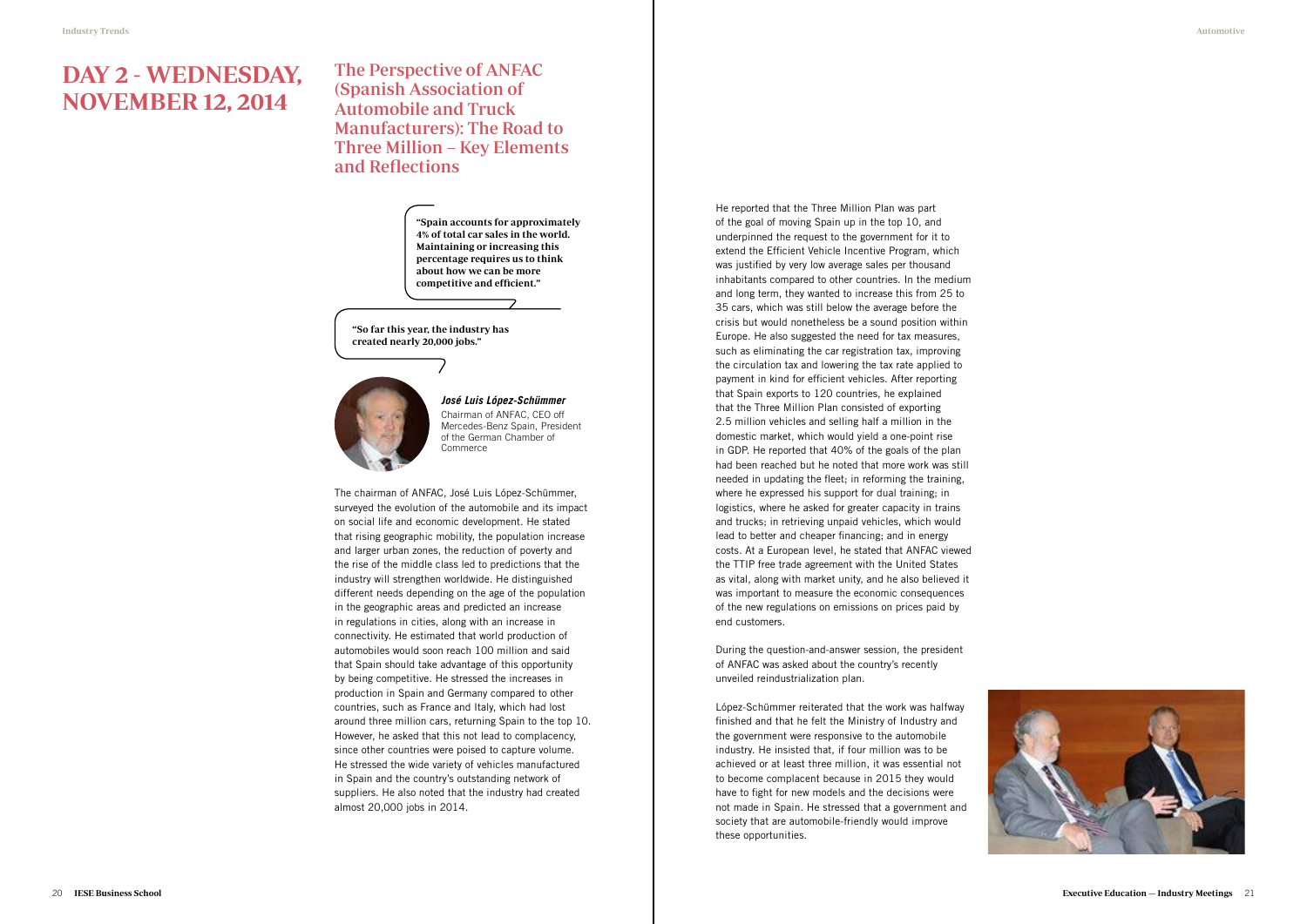# DAY 2 - WEDNESDAY, NOVEMBER 12, 2014

## The Perspective of ANFAC (Spanish Association of Automobile and Truck Manufacturers): The Road to Three Million – Key Elements and Reflections

**"Spain accounts for approximately 4% of total car sales in the world. Maintaining or increasing this percentage requires us to think about how we can be more competitive and efficient."**

**"So far this year, the industry has created nearly 20,000 jobs."**

***José Luis López-Schümmer***
Chairman of ANFAC, CEO off Mercedes-Benz Spain, President of the German Chamber of Commerce

The chairman of ANFAC, José Luis López-Schümmer, surveyed the evolution of the automobile and its impact on social life and economic development. He stated that rising geographic mobility, the population increase and larger urban zones, the reduction of poverty and the rise of the middle class led to predictions that the industry will strengthen worldwide. He distinguished different needs depending on the age of the population in the geographic areas and predicted an increase in regulations in cities, along with an increase in connectivity. He estimated that world production of automobiles would soon reach 100 million and said that Spain should take advantage of this opportunity by being competitive. He stressed the increases in production in Spain and Germany compared to other countries, such as France and Italy, which had lost around three million cars, returning Spain to the top 10. However, he asked that this not lead to complacency, since other countries were poised to capture volume. He stressed the wide variety of vehicles manufactured in Spain and the country's outstanding network of suppliers. He also noted that the industry had created almost 20,000 jobs in 2014.

He reported that the Three Million Plan was part of the goal of moving Spain up in the top 10, and underpinned the request to the government for it to extend the Efficient Vehicle Incentive Program, which was justified by very low average sales per thousand inhabitants compared to other countries. In the medium and long term, they wanted to increase this from 25 to 35 cars, which was still below the average before the crisis but would nonetheless be a sound position within Europe. He also suggested the need for tax measures, such as eliminating the car registration tax, improving the circulation tax and lowering the tax rate applied to payment in kind for efficient vehicles. After reporting that Spain exports to 120 countries, he explained that the Three Million Plan consisted of exporting 2.5 million vehicles and selling half a million in the domestic market, which would yield a one-point rise in GDP. He reported that 40% of the goals of the plan had been reached but he noted that more work was still needed in updating the fleet; in reforming the training, where he expressed his support for dual training; in logistics, where he asked for greater capacity in trains and trucks; in retrieving unpaid vehicles, which would lead to better and cheaper financing; and in energy costs. At a European level, he stated that ANFAC viewed the TTIP free trade agreement with the United States as vital, along with market unity, and he also believed it was important to measure the economic consequences of the new regulations on emissions on prices paid by end customers.

During the question-and-answer session, the president of ANFAC was asked about the country's recently unveiled reindustrialization plan.

López-Schümmer reiterated that the work was halfway finished and that he felt the Ministry of Industry and the government were responsive to the automobile industry. He insisted that, if four million was to be achieved or at least three million, it was essential not to become complacent because in 2015 they would have to fight for new models and the decisions were not made in Spain. He stressed that a government and society that are automobile-friendly would improve these opportunities.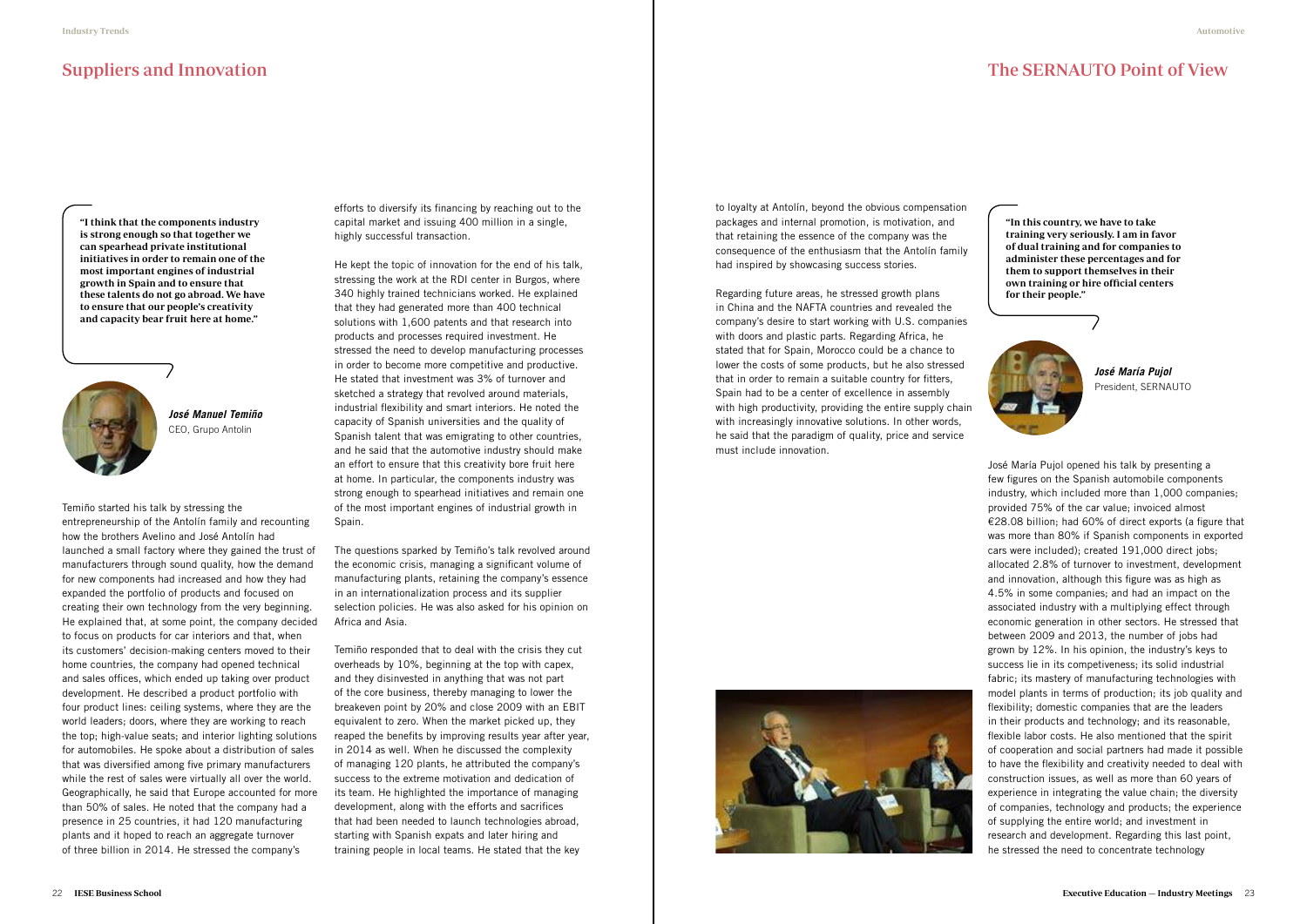## Suppliers and Innovation

**"I think that the components industry is strong enough so that together we can spearhead private institutional initiatives in order to remain one of the most important engines of industrial growth in Spain and to ensure that these talents do not go abroad. We have to ensure that our people's creativity and capacity bear fruit here at home."**

***José Manuel Temiño***
CEO, Grupo Antolin

Temiño started his talk by stressing the entrepreneurship of the Antolín family and recounting how the brothers Avelino and José Antolín had launched a small factory where they gained the trust of manufacturers through sound quality, how the demand for new components had increased and how they had expanded the portfolio of products and focused on creating their own technology from the very beginning. He explained that, at some point, the company decided to focus on products for car interiors and that, when its customers' decision-making centers moved to their home countries, the company had opened technical and sales offices, which ended up taking over product development. He described a product portfolio with four product lines: ceiling systems, where they are the world leaders; doors, where they are working to reach the top; high-value seats; and interior lighting solutions for automobiles. He spoke about a distribution of sales that was diversified among five primary manufacturers while the rest of sales were virtually all over the world. Geographically, he said that Europe accounted for more than 50% of sales. He noted that the company had a presence in 25 countries, it had 120 manufacturing plants and it hoped to reach an aggregate turnover of three billion in 2014. He stressed the company's efforts to diversify its financing by reaching out to the capital market and issuing 400 million in a single, highly successful transaction.

He kept the topic of innovation for the end of his talk, stressing the work at the RDI center in Burgos, where 340 highly trained technicians worked. He explained that they had generated more than 400 technical solutions with 1,600 patents and that research into products and processes required investment. He stressed the need to develop manufacturing processes in order to become more competitive and productive. He stated that investment was 3% of turnover and sketched a strategy that revolved around materials, industrial flexibility and smart interiors. He noted the capacity of Spanish universities and the quality of Spanish talent that was emigrating to other countries, and he said that the automotive industry should make an effort to ensure that this creativity bore fruit here at home. In particular, the components industry was strong enough to spearhead initiatives and remain one of the most important engines of industrial growth in Spain.

The questions sparked by Temiño's talk revolved around the economic crisis, managing a significant volume of manufacturing plants, retaining the company's essence in an internationalization process and its supplier selection policies. He was also asked for his opinion on Africa and Asia.

Temiño responded that to deal with the crisis they cut overheads by 10%, beginning at the top with capex, and they disinvested in anything that was not part of the core business, thereby managing to lower the breakeven point by 20% and close 2009 with an EBIT equivalent to zero. When the market picked up, they reaped the benefits by improving results year after year, in 2014 as well. When he discussed the complexity of managing 120 plants, he attributed the company's success to the extreme motivation and dedication of its team. He highlighted the importance of managing development, along with the efforts and sacrifices that had been needed to launch technologies abroad, starting with Spanish expats and later hiring and training people in local teams. He stated that the key to loyalty at Antolín, beyond the obvious compensation packages and internal promotion, is motivation, and that retaining the essence of the company was the consequence of the enthusiasm that the Antolín family had inspired by showcasing success stories.

Regarding future areas, he stressed growth plans in China and the NAFTA countries and revealed the company's desire to start working with U.S. companies with doors and plastic parts. Regarding Africa, he stated that for Spain, Morocco could be a chance to lower the costs of some products, but he also stressed that in order to remain a suitable country for fitters, Spain had to be a center of excellence in assembly with high productivity, providing the entire supply chain with increasingly innovative solutions. In other words, he said that the paradigm of quality, price and service must include innovation.

## The SERNAUTO Point of View

**"In this country, we have to take training very seriously. I am in favor of dual training and for companies to administer these percentages and for them to support themselves in their own training or hire official centers for their people."**

***José María Pujol***
President, SERNAUTO

José María Pujol opened his talk by presenting a few figures on the Spanish automobile components industry, which included more than 1,000 companies; provided 75% of the car value; invoiced almost €28.08 billion; had 60% of direct exports (a figure that was more than 80% if Spanish components in exported cars were included); created 191,000 direct jobs; allocated 2.8% of turnover to investment, development and innovation, although this figure was as high as 4.5% in some companies; and had an impact on the associated industry with a multiplying effect through economic generation in other sectors. He stressed that between 2009 and 2013, the number of jobs had grown by 12%. In his opinion, the industry's keys to success lie in its competiveness; its solid industrial fabric; its mastery of manufacturing technologies with model plants in terms of production; its job quality and flexibility; domestic companies that are the leaders in their products and technology; and its reasonable, flexible labor costs. He also mentioned that the spirit of cooperation and social partners had made it possible to have the flexibility and creativity needed to deal with construction issues, as well as more than 60 years of experience in integrating the value chain; the diversity of companies, technology and products; the experience of supplying the entire world; and investment in research and development. Regarding this last point, he stressed the need to concentrate technology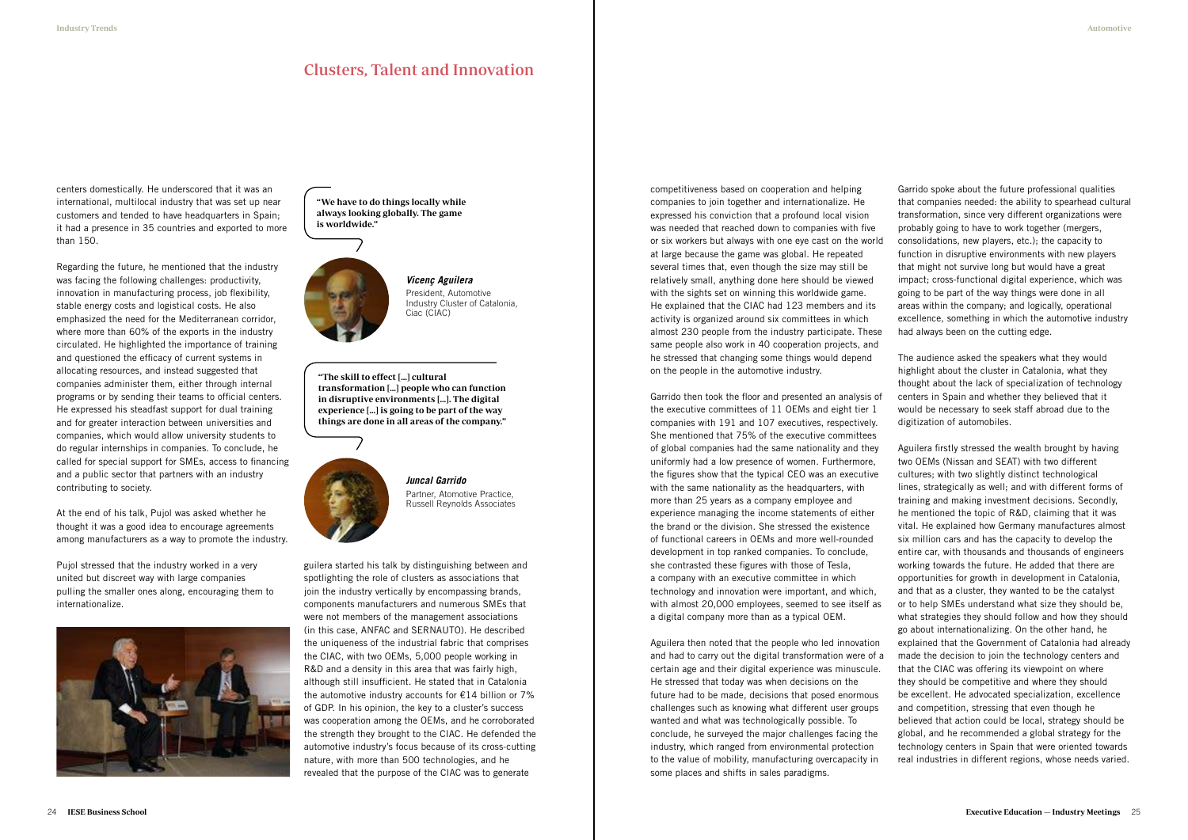## Clusters, Talent and Innovation

centers domestically. He underscored that it was an international, multilocal industry that was set up near customers and tended to have headquarters in Spain; it had a presence in 35 countries and exported to more than 150.

Regarding the future, he mentioned that the industry was facing the following challenges: productivity, innovation in manufacturing process, job flexibility, stable energy costs and logistical costs. He also emphasized the need for the Mediterranean corridor, where more than 60% of the exports in the industry circulated. He highlighted the importance of training and questioned the efficacy of current systems in allocating resources, and instead suggested that companies administer them, either through internal programs or by sending their teams to official centers. He expressed his steadfast support for dual training and for greater interaction between universities and companies, which would allow university students to do regular internships in companies. To conclude, he called for special support for SMEs, access to financing and a public sector that partners with an industry contributing to society.

At the end of his talk, Pujol was asked whether he thought it was a good idea to encourage agreements among manufacturers as a way to promote the industry.

Pujol stressed that the industry worked in a very united but discreet way with large companies pulling the smaller ones along, encouraging them to internationalize.

**"We have to do things locally while always looking globally. The game is worldwide."**

***Vicenç Aguilera***
President, Automotive Industry Cluster of Catalonia, Ciac (CIAC)

**"The skill to effect [...] cultural transformation [...] people who can function in disruptive environments [...]. The digital experience [...] is going to be part of the way things are done in all areas of the company."**

***Juncal Garrido***
Partner, Atomotive Practice, Russell Reynolds Associates

guilera started his talk by distinguishing between and spotlighting the role of clusters as associations that join the industry vertically by encompassing brands, components manufacturers and numerous SMEs that were not members of the management associations (in this case, ANFAC and SERNAUTO). He described the uniqueness of the industrial fabric that comprises the CIAC, with two OEMs, 5,000 people working in R&D and a density in this area that was fairly high, although still insufficient. He stated that in Catalonia the automotive industry accounts for €14 billion or 7% of GDP. In his opinion, the key to a cluster's success was cooperation among the OEMs, and he corroborated the strength they brought to the CIAC. He defended the automotive industry's focus because of its cross-cutting nature, with more than 500 technologies, and he revealed that the purpose of the CIAC was to generate competitiveness based on cooperation and helping companies to join together and internationalize. He expressed his conviction that a profound local vision was needed that reached down to companies with five or six workers but always with one eye cast on the world at large because the game was global. He repeated several times that, even though the size may still be relatively small, anything done here should be viewed with the sights set on winning this worldwide game. He explained that the CIAC had 123 members and its activity is organized around six committees in which almost 230 people from the industry participate. These same people also work in 40 cooperation projects, and he stressed that changing some things would depend on the people in the automotive industry.

Garrido then took the floor and presented an analysis of the executive committees of 11 OEMs and eight tier 1 companies with 191 and 107 executives, respectively. She mentioned that 75% of the executive committees of global companies had the same nationality and they uniformly had a low presence of women. Furthermore, the figures show that the typical CEO was an executive with the same nationality as the headquarters, with more than 25 years as a company employee and experience managing the income statements of either the brand or the division. She stressed the existence of functional careers in OEMs and more well-rounded development in top ranked companies. To conclude, she contrasted these figures with those of Tesla, a company with an executive committee in which technology and innovation were important, and which, with almost 20,000 employees, seemed to see itself as a digital company more than as a typical OEM.

Aguilera then noted that the people who led innovation and had to carry out the digital transformation were of a certain age and their digital experience was minuscule. He stressed that today was when decisions on the future had to be made, decisions that posed enormous challenges such as knowing what different user groups wanted and what was technologically possible. To conclude, he surveyed the major challenges facing the industry, which ranged from environmental protection to the value of mobility, manufacturing overcapacity in some places and shifts in sales paradigms.

Garrido spoke about the future professional qualities that companies needed: the ability to spearhead cultural transformation, since very different organizations were probably going to have to work together (mergers, consolidations, new players, etc.); the capacity to function in disruptive environments with new players that might not survive long but would have a great impact; cross-functional digital experience, which was going to be part of the way things were done in all areas within the company; and logically, operational excellence, something in which the automotive industry had always been on the cutting edge.

The audience asked the speakers what they would highlight about the cluster in Catalonia, what they thought about the lack of specialization of technology centers in Spain and whether they believed that it would be necessary to seek staff abroad due to the digitization of automobiles.

Aguilera firstly stressed the wealth brought by having two OEMs (Nissan and SEAT) with two different cultures; with two slightly distinct technological lines, strategically as well; and with different forms of training and making investment decisions. Secondly, he mentioned the topic of R&D, claiming that it was vital. He explained how Germany manufactures almost six million cars and has the capacity to develop the entire car, with thousands and thousands of engineers working towards the future. He added that there are opportunities for growth in development in Catalonia, and that as a cluster, they wanted to be the catalyst or to help SMEs understand what size they should be, what strategies they should follow and how they should go about internationalizing. On the other hand, he explained that the Government of Catalonia had already made the decision to join the technology centers and that the CIAC was offering its viewpoint on where they should be competitive and where they should be excellent. He advocated specialization, excellence and competition, stressing that even though he believed that action could be local, strategy should be global, and he recommended a global strategy for the technology centers in Spain that were oriented towards real industries in different regions, whose needs varied.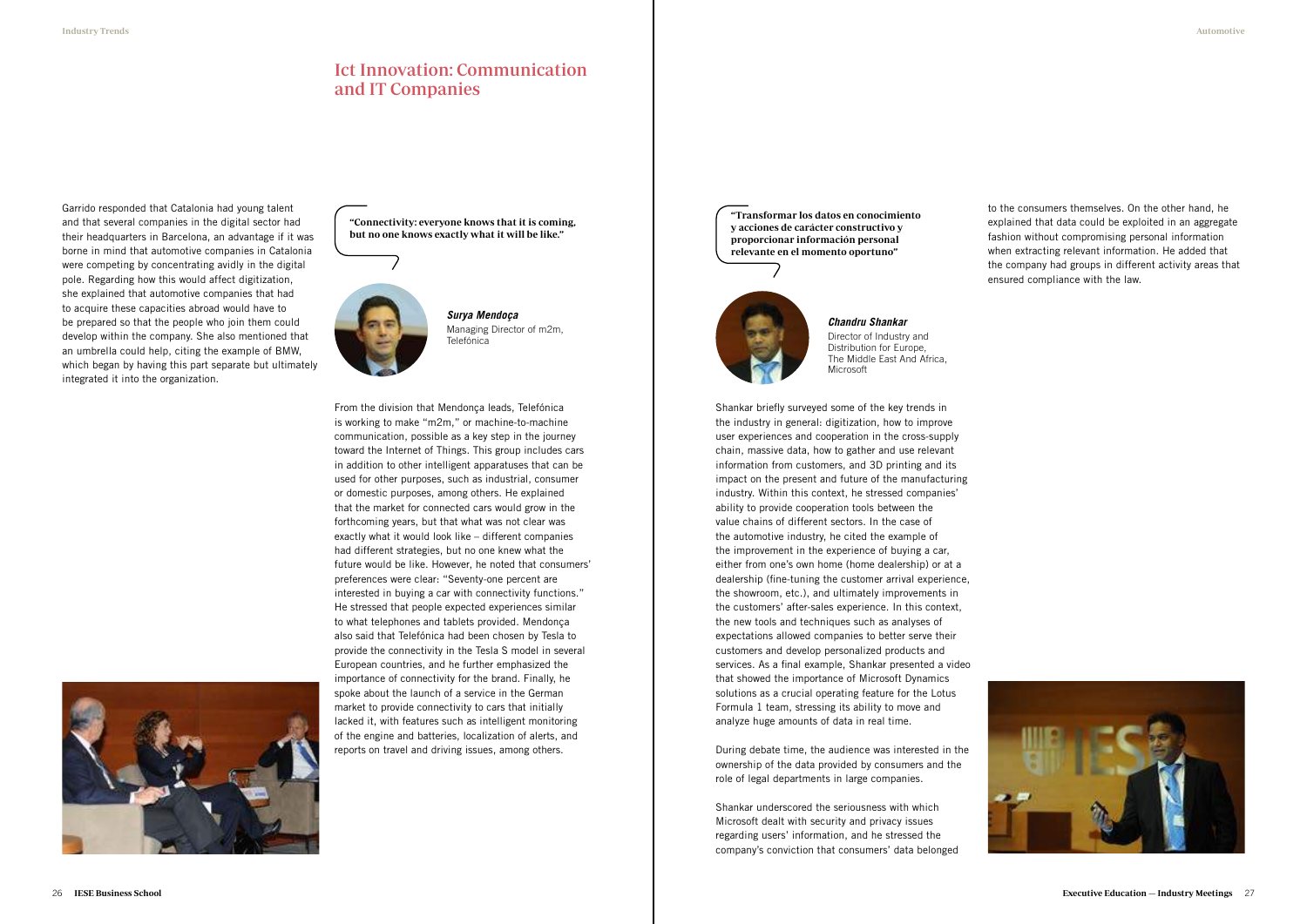## Ict Innovation: Communication and IT Companies

Garrido responded that Catalonia had young talent and that several companies in the digital sector had their headquarters in Barcelona, an advantage if it was borne in mind that automotive companies in Catalonia were competing by concentrating avidly in the digital pole. Regarding how this would affect digitization, she explained that automotive companies that had to acquire these capacities abroad would have to be prepared so that the people who join them could develop within the company. She also mentioned that an umbrella could help, citing the example of BMW, which began by having this part separate but ultimately integrated it into the organization.

**"Connectivity: everyone knows that it is coming, but no one knows exactly what it will be like."**

***Surya Mendoça***
Managing Director of m2m, Telefónica

From the division that Mendonça leads, Telefónica is working to make "m2m," or machine-to-machine communication, possible as a key step in the journey toward the Internet of Things. This group includes cars in addition to other intelligent apparatuses that can be used for other purposes, such as industrial, consumer or domestic purposes, among others. He explained that the market for connected cars would grow in the forthcoming years, but that what was not clear was exactly what it would look like – different companies had different strategies, but no one knew what the future would be like. However, he noted that consumers' preferences were clear: "Seventy-one percent are interested in buying a car with connectivity functions." He stressed that people expected experiences similar to what telephones and tablets provided. Mendonça also said that Telefónica had been chosen by Tesla to provide the connectivity in the Tesla S model in several European countries, and he further emphasized the importance of connectivity for the brand. Finally, he spoke about the launch of a service in the German market to provide connectivity to cars that initially lacked it, with features such as intelligent monitoring of the engine and batteries, localization of alerts, and reports on travel and driving issues, among others.

**"Transformar los datos en conocimiento y acciones de carácter constructivo y proporcionar información personal relevante en el momento oportuno"**

***Chandru Shankar***
Director of Industry and Distribution for Europe, The Middle East And Africa, Microsoft

Shankar briefly surveyed some of the key trends in the industry in general: digitization, how to improve user experiences and cooperation in the cross-supply chain, massive data, how to gather and use relevant information from customers, and 3D printing and its impact on the present and future of the manufacturing industry. Within this context, he stressed companies' ability to provide cooperation tools between the value chains of different sectors. In the case of the automotive industry, he cited the example of the improvement in the experience of buying a car, either from one's own home (home dealership) or at a dealership (fine-tuning the customer arrival experience, the showroom, etc.), and ultimately improvements in the customers' after-sales experience. In this context, the new tools and techniques such as analyses of expectations allowed companies to better serve their customers and develop personalized products and services. As a final example, Shankar presented a video that showed the importance of Microsoft Dynamics solutions as a crucial operating feature for the Lotus Formula 1 team, stressing its ability to move and analyze huge amounts of data in real time.

During debate time, the audience was interested in the ownership of the data provided by consumers and the role of legal departments in large companies.

Shankar underscored the seriousness with which Microsoft dealt with security and privacy issues regarding users' information, and he stressed the company's conviction that consumers' data belonged to the consumers themselves. On the other hand, he explained that data could be exploited in an aggregate fashion without compromising personal information when extracting relevant information. He added that the company had groups in different activity areas that ensured compliance with the law.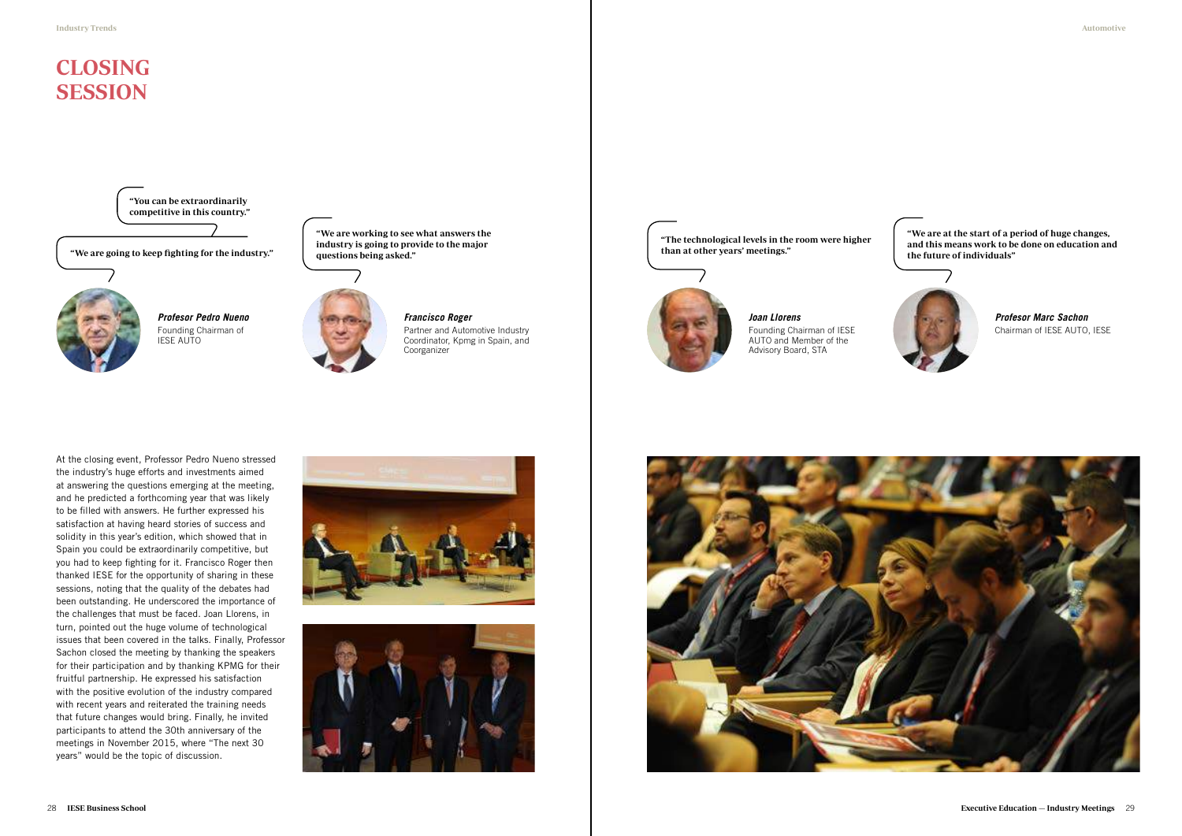# CLOSING SESSION

"You can be extraordinarily competitive in this country."

"We are going to keep fighting for the industry."

***Profesor Pedro Nueno***
Founding Chairman of IESE AUTO

"We are working to see what answers the industry is going to provide to the major questions being asked."

***Francisco Roger***
Partner and Automotive Industry Coordinator, Kpmg in Spain, and Coorganizer

"The technological levels in the room were higher than at other years' meetings."

***Joan Llorens***
Founding Chairman of IESE AUTO and Member of the Advisory Board, STA

"We are at the start of a period of huge changes, and this means work to be done on education and the future of individuals"

***Profesor Marc Sachon***
Chairman of IESE AUTO, IESE

At the closing event, Professor Pedro Nueno stressed the industry's huge efforts and investments aimed at answering the questions emerging at the meeting, and he predicted a forthcoming year that was likely to be filled with answers. He further expressed his satisfaction at having heard stories of success and solidity in this year's edition, which showed that in Spain you could be extraordinarily competitive, but you had to keep fighting for it. Francisco Roger then thanked IESE for the opportunity of sharing in these sessions, noting that the quality of the debates had been outstanding. He underscored the importance of the challenges that must be faced. Joan Llorens, in turn, pointed out the huge volume of technological issues that been covered in the talks. Finally, Professor Sachon closed the meeting by thanking the speakers for their participation and by thanking KPMG for their fruitful partnership. He expressed his satisfaction with the positive evolution of the industry compared with recent years and reiterated the training needs that future changes would bring. Finally, he invited participants to attend the 30th anniversary of the meetings in November 2015, where "The next 30 years" would be the topic of discussion.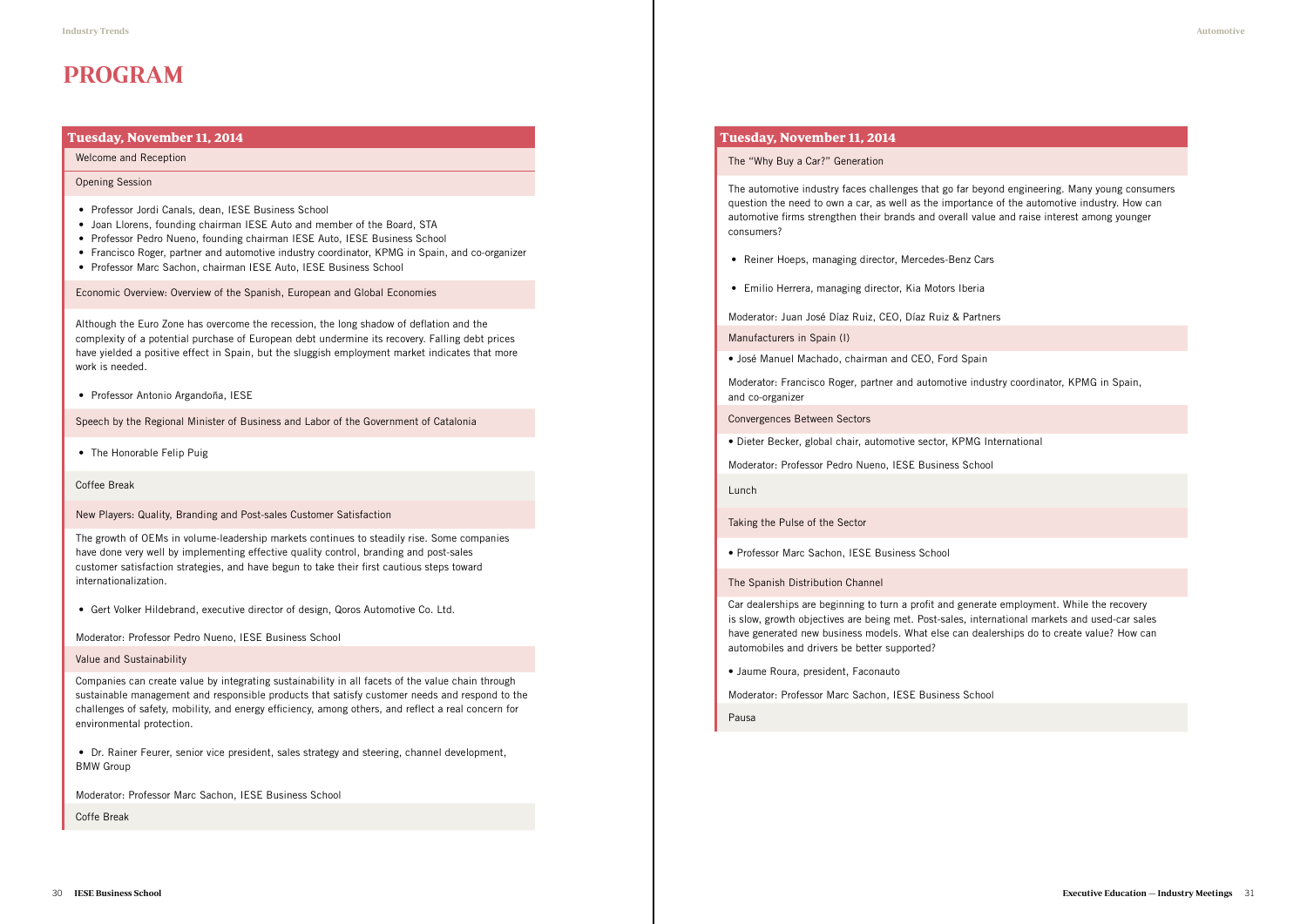# PROGRAM

## Tuesday, November 11, 2014

Welcome and Reception

Opening Session

- Professor Jordi Canals, dean, IESE Business School
- Joan Llorens, founding chairman IESE Auto and member of the Board, STA
- Professor Pedro Nueno, founding chairman IESE Auto, IESE Business School
- Francisco Roger, partner and automotive industry coordinator, KPMG in Spain, and co-organizer
- Professor Marc Sachon, chairman IESE Auto, IESE Business School

Economic Overview: Overview of the Spanish, European and Global Economies

Although the Euro Zone has overcome the recession, the long shadow of deflation and the complexity of a potential purchase of European debt undermine its recovery. Falling debt prices have yielded a positive effect in Spain, but the sluggish employment market indicates that more work is needed.

- Professor Antonio Argandoña, IESE

Speech by the Regional Minister of Business and Labor of the Government of Catalonia

- The Honorable Felip Puig

Coffee Break

New Players: Quality, Branding and Post-sales Customer Satisfaction

The growth of OEMs in volume-leadership markets continues to steadily rise. Some companies have done very well by implementing effective quality control, branding and post-sales customer satisfaction strategies, and have begun to take their first cautious steps toward internationalization.

- Gert Volker Hildebrand, executive director of design, Qoros Automotive Co. Ltd.

Moderator: Professor Pedro Nueno, IESE Business School

Value and Sustainability

Companies can create value by integrating sustainability in all facets of the value chain through sustainable management and responsible products that satisfy customer needs and respond to the challenges of safety, mobility, and energy efficiency, among others, and reflect a real concern for environmental protection.

- Dr. Rainer Feurer, senior vice president, sales strategy and steering, channel development, BMW Group

Moderator: Professor Marc Sachon, IESE Business School

Coffe Break

## Tuesday, November 11, 2014

The "Why Buy a Car?" Generation

The automotive industry faces challenges that go far beyond engineering. Many young consumers question the need to own a car, as well as the importance of the automotive industry. How can automotive firms strengthen their brands and overall value and raise interest among younger consumers?

- Reiner Hoeps, managing director, Mercedes-Benz Cars
- Emilio Herrera, managing director, Kia Motors Iberia

Moderator: Juan José Díaz Ruiz, CEO, Díaz Ruiz & Partners

Manufacturers in Spain (I)

- José Manuel Machado, chairman and CEO, Ford Spain

Moderator: Francisco Roger, partner and automotive industry coordinator, KPMG in Spain, and co-organizer

Convergences Between Sectors

- Dieter Becker, global chair, automotive sector, KPMG International

Moderator: Professor Pedro Nueno, IESE Business School

Lunch

Taking the Pulse of the Sector

- Professor Marc Sachon, IESE Business School

The Spanish Distribution Channel

Car dealerships are beginning to turn a profit and generate employment. While the recovery is slow, growth objectives are being met. Post-sales, international markets and used-car sales have generated new business models. What else can dealerships do to create value? How can automobiles and drivers be better supported?

- Jaume Roura, president, Faconauto

Moderator: Professor Marc Sachon, IESE Business School

Pausa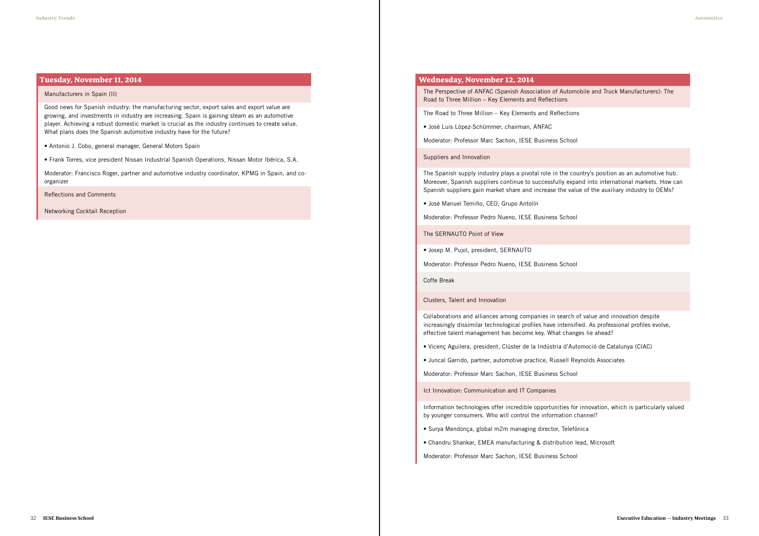## Tuesday, November 11, 2014

### Manufacturers in Spain (II)

Good news for Spanish industry: the manufacturing sector, export sales and export value are growing, and investments in industry are increasing. Spain is gaining steam as an automotive player. Achieving a robust domestic market is crucial as the industry continues to create value. What plans does the Spanish automotive industry have for the future?

- Antonio J. Cobo, general manager, General Motors Spain
- Frank Torres, vice president Nissan Industrial Spanish Operations, Nissan Motor Ibérica, S.A.

Moderator: Francisco Roger, partner and automotive industry coordinator, KPMG in Spain, and co-organizer

### Reflections and Comments

### Networking Cocktail Reception

## Wednesday, November 12, 2014

### The Perspective of ANFAC (Spanish Association of Automobile and Truck Manufacturers): The Road to Three Million – Key Elements and Reflections

The Road to Three Million – Key Elements and Reflections

- José Luis López-Schümmer, chairman, ANFAC

Moderator: Professor Marc Sachon, IESE Business School

### Suppliers and Innovation

The Spanish supply industry plays a pivotal role in the country's position as an automotive hub. Moreover, Spanish suppliers continue to successfully expand into international markets. How can Spanish suppliers gain market share and increase the value of the auxiliary industry to OEMs?

- José Manuel Temiño, CEO, Grupo Antolín

Moderator: Professor Pedro Nueno, IESE Business School

### The SERNAUTO Point of View

- Josep M. Pujol, president, SERNAUTO

Moderator: Professor Pedro Nueno, IESE Business School

### Coffe Break

### Clusters, Talent and Innovation

Collaborations and alliances among companies in search of value and innovation despite increasingly dissimilar technological profiles have intensified. As professional profiles evolve, effective talent management has become key. What changes lie ahead?

- Vicenç Aguilera, president, Clúster de la Indústria d'Automoció de Catalunya (CIAC)
- Juncal Garrido, partner, automotive practice, Russell Reynolds Associates

Moderator: Professor Marc Sachon, IESE Business School

### Ict Innovation: Communication and IT Companies

Information technologies offer incredible opportunities for innovation, which is particularly valued by younger consumers. Who will control the information channel?

- Surya Mendonça, global m2m managing director, Telefónica
- Chandru Shankar, EMEA manufacturing & distribution lead, Microsoft

Moderator: Professor Marc Sachon, IESE Business School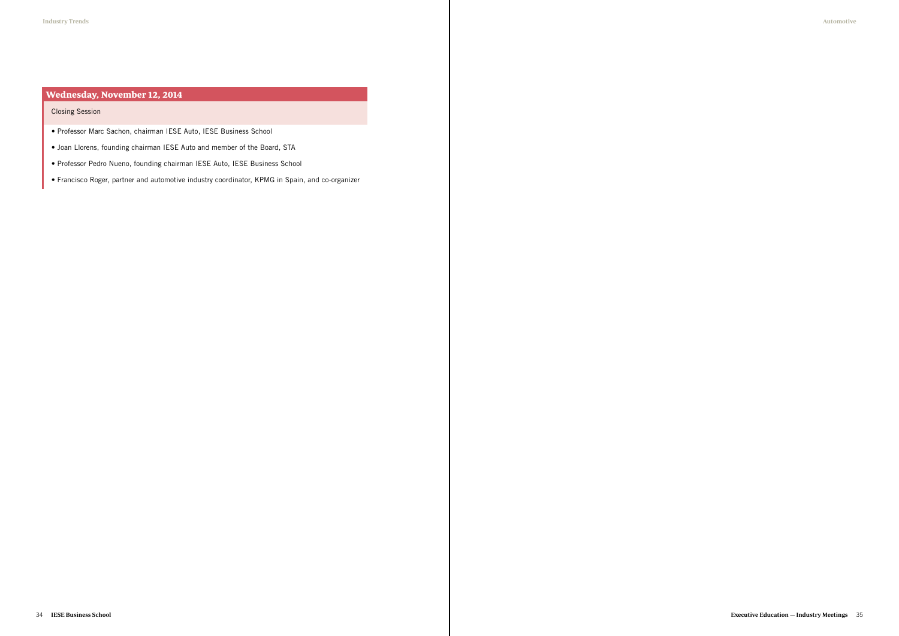## Wednesday, November 12, 2014

Closing Session

- Professor Marc Sachon, chairman IESE Auto, IESE Business School
- Joan Llorens, founding chairman IESE Auto and member of the Board, STA
- Professor Pedro Nueno, founding chairman IESE Auto, IESE Business School
- Francisco Roger, partner and automotive industry coordinator, KPMG in Spain, and co-organizer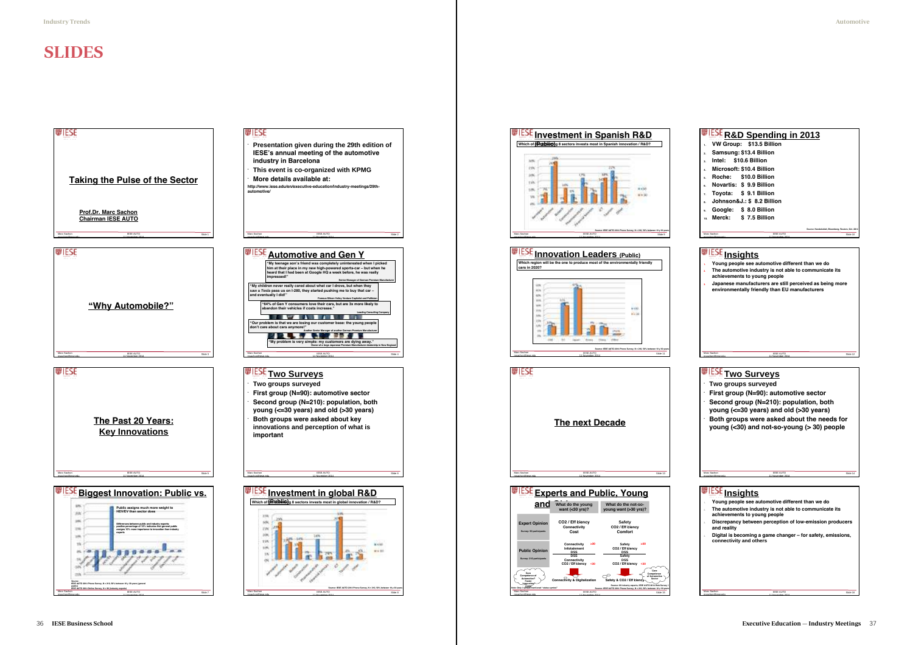# SLIDES

## Taking the Pulse of the Sector

Prof.Dr. Marc Sachon
Chairman IESE AUTO

---

- Presentation given during the 29th edition of IESE's annual meeting of the automotive industry in Barcelona
- This event is co-organized with KPMG
- More details available at:

http://www.iese.edu/en/executive-education/industry-meetings/29th-automotive/

---

## "Why Automobile?"

---

## Automotive and Gen Y

"My teenage son's friend was completely uninterested when I picked him at their place in my new high-powered sports-car – but when he heard that I had been at Google HQ a week before, he was really impressed!"
Senior Manager of German Premium Manufacturer

"My children never really cared about what car I drove, but when they saw a Tesla pass us on I-280, they started pushing me to buy that car – and eventually I did!"
Famous Silicon Valley Venture Capitalist and Politician

"64% of Gen Y consumers love their cars, but are 3x more likely to abandon their vehicles if costs increase."
Leading Consulting Company

"Our problem is that we are losing our customer base: the young people don't care about cars anymore!"
Another Senior Manager of another German Premium Manufacturer

"My problem is very simple: my customers are dying away."
Owner of a large Japanese Premium Manufacturer dealership in New England

---

## The Past 20 Years: Key Innovations

---

## Two Surveys

- Two groups surveyed
- First group (N=90): automotive sector
- Second group (N=210): population, both young (<=30 years) and old (>30 years)
- Both groups were asked about key innovations and perception of what is important

---

## Biggest Innovation: Public vs.

Public assigns much more weight to HEV/EV than sector does

Differences between public and industry experts: positive percentage of 10% indicates that general public assigns 10% more importance to innovation than industry experts

---

## Investment in global R&D

Which of the following 8 sectors invests most in global innovation / R&D?

---

## Investment in Spanish R&D

Which of the following 8 sectors invests most in Spanish innovation / R&D?

---

## R&D Spending in 2013

1. VW Group: $13.5 Billion
2. Samsung: $13.4 Billion
3. Intel: $10.6 Billion
4. Microsoft: $10.4 Billion
5. Roche: $10.0 Billion
6. Novartis: $ 9.9 Billion
7. Toyota: $ 9.1 Billion
8. Johnson&J.: $ 8.2 Billion
9. Google: $ 8.0 Billion
10. Merck: $ 7.5 Billion

---

## Innovation Leaders (Public)

Which region will be the one to produce most of the environmentally friendly cars in 2020?

---

## Insights

1. Young people see automotive different than we do
2. The automotive industry is not able to communicate its achievements to young people
3. Japanese manufacturers are still perceived as being more environmentally friendly than EU manufacturers

---

## The next Decade

---

## Two Surveys

- Two groups surveyed
- First group (N=90): automotive sector
- Second group (N=210): population, both young (<=30 years) and old (>30 years)
- Both groups were asked about the needs for young (<30) and not-so-young (> 30) people

---

## Experts and Public, Young and Old

| | What do the young want (<30 yrs)? | What do the not-so-young want (>30 yrs)? |
|---|---|---|
| Expert Opinion | CO2 / Eff iciency, Connectivity, Cost | Safety, CO2 / Eff iciency, Comfort |
| Public Opinion | >30: Connectivity, Infotainment, DSS; <30: DSS, Connectivity, CO2 / Eff iciency | >30: Safety, CO2 / Eff iciency, DSS; <30: Safety, DSS, CO2 / Eff iciency |
| | Connectivity & Digitalization | Safety & CO2 / Eff iciency |

---

## Insights

1. Young people see automotive different than we do
2. The automotive industry is not able to communicate its achievements to young people
3. Discrepancy between perception of low-emission producers and reality
4. Digital is becoming a game changer – for safety, emissions, connectivity and others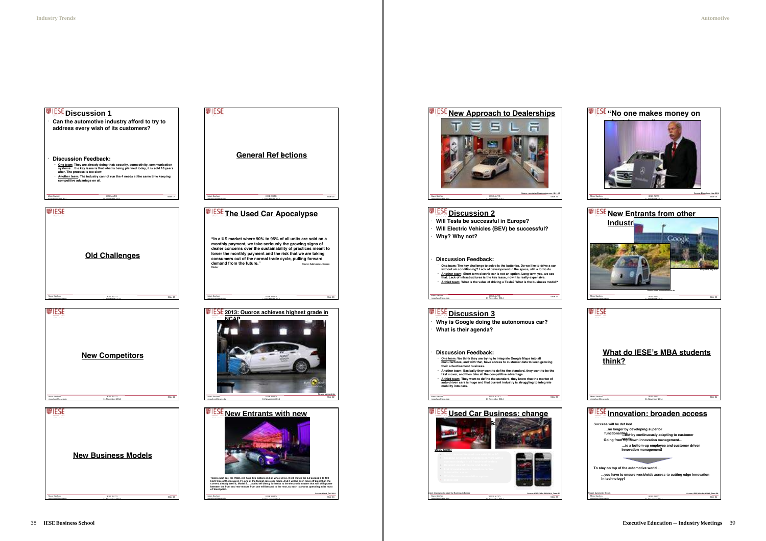## Discussion 1

- Can the automotive industry afford to try to address every wish of its customers?

- Discussion Feedback:
  - One team: They are already doing that: security, connectivity, communication systems… the key issue is that what is being planned today, it is sold 10 years after. The process is too slow.
  - Another team: The industry cannot run the 4 needs at the same time keeping competitive advantage on all.

## General Reflections

## Old Challenges

## The Used Car Apocalypse

"In a US market where 90% to 95% of all units are sold on a monthly payment, we take seriously the growing signs of dealer concerns over the sustainability of practices meant to lower the monthly payment and the risk that we are taking consumers out of the normal trade cycle, pulling forward demand from the future."

Source: Adam Jonas, Morgan Stanley

## New Competitors

## 2013: Quoros achieves highest grade in NCAP

Picture: www.auto.de

## New Business Models

## New Entrants with new

Tesla's next car, the P85D, will have two motors and all-wheel drive. It will match the 3.2 second 0 to 100 km/h time of the McLaren F1, one of the fastest cars ever made. And it will be even more efficient than the current, already terrific, Model S… added efficiency is thanks to the electronic system that will shift power between the front and rear motors from one millisecond to the next, so each is always operating at its most efficient point.

Source: Wired, Oct 2014

## New Approach to Dealerships

Source: newsfeed.thedealers.com, 12-11-13

## "No one makes money on

Source: Bloomberg, Nov 2014

## Discussion 2

- Will Tesla be successful in Europe?
- Will Electric Vehicles (BEV) be successful?
- Why? Why not?

- Discussion Feedback:
  - One team: The key challenge to solve is the batteries. Do we like to drive a car without air conditioning? Lack of development in the space, still a lot to do.
  - Another team: Short term electric car is not an option. Long term yes, we see that. Lack of infrastructures is the key issue, now it is really expensive.
  - A third team: What is the value of driving a Tesla? What is the business model?

## New Entrants from other Industr

Google HQ, May 2014

Source: www.autoindustrie.de

## Discussion 3

- Why is Google doing the autonomous car?
- What is their agenda?

- Discussion Feedback:
  - One team: We think they are trying to integrate Google Maps into all manufactures, and with that, have access to customer data to keep growing their advertisement business.
  - Another team: Basically they want to define the standard, they want to be the first mover, and then take all the competitive advantage.
  - A third team: They want to define the standard, they know that the market of auto-driven cars is huge and that current industry is struggling to integrate mobility into cars.

## What do IESE's MBA students think?

## Used Car Business: change

USED CARS:

Project: Improving the Used Car Business in Europe

Source: IESE EMBA BCN 2014, Team B3

## Innovation: broaden access

Success will be defined…

…no longer by developing superior functionalities…

…but by continuously adapting to customer needs!

Going from top-down innovation management…

…to a bottom-up employee and customer driven innovation management!

To stay on top of the automotive world …

…you have to ensure *worldwide access* to cutting edge innovation in technology!

Project: Automotive Trends

Source: IESE MBA BCN 2015, Team B5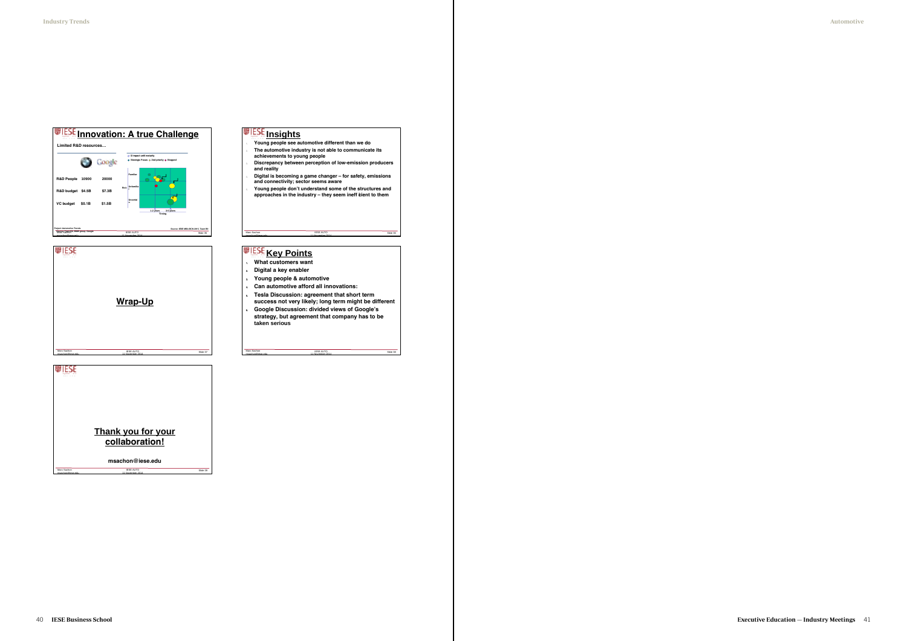## Innovation: A true Challenge

Limited R&D resources...

| | BMW | Google |
|---|---|---|
| R&D People | 10900 | 20000 |
| R&D budget | $4.5B | $7.3B |
| VC budget | $0.1B | $1.5B |

Project Automotive Trends

Source: IESE MBA BCN 2015, Team B1

## Insights

1. Young people see automotive different than we do
2. The automotive industry is not able to communicate its achievements to young people
3. Discrepancy between perception of low-emission producers and reality
4. Digital is becoming a game changer – for safety, emissions and connectivity; sector seems aware
5. Young people don't understand some of the structures and approaches in the industry – they seem ineff cient to them

## Wrap-Up

## Key Points

1. What customers want
2. Digital a key enabler
3. Young people & automotive
4. Can automotive afford all innovations:
5. Tesla Discussion: agreement that short term success not very likely; long term might be different
6. Google Discussion: divided views of Google's strategy, but agreement that company has to be taken serious

## Thank you for your collaboration!

msachon@iese.edu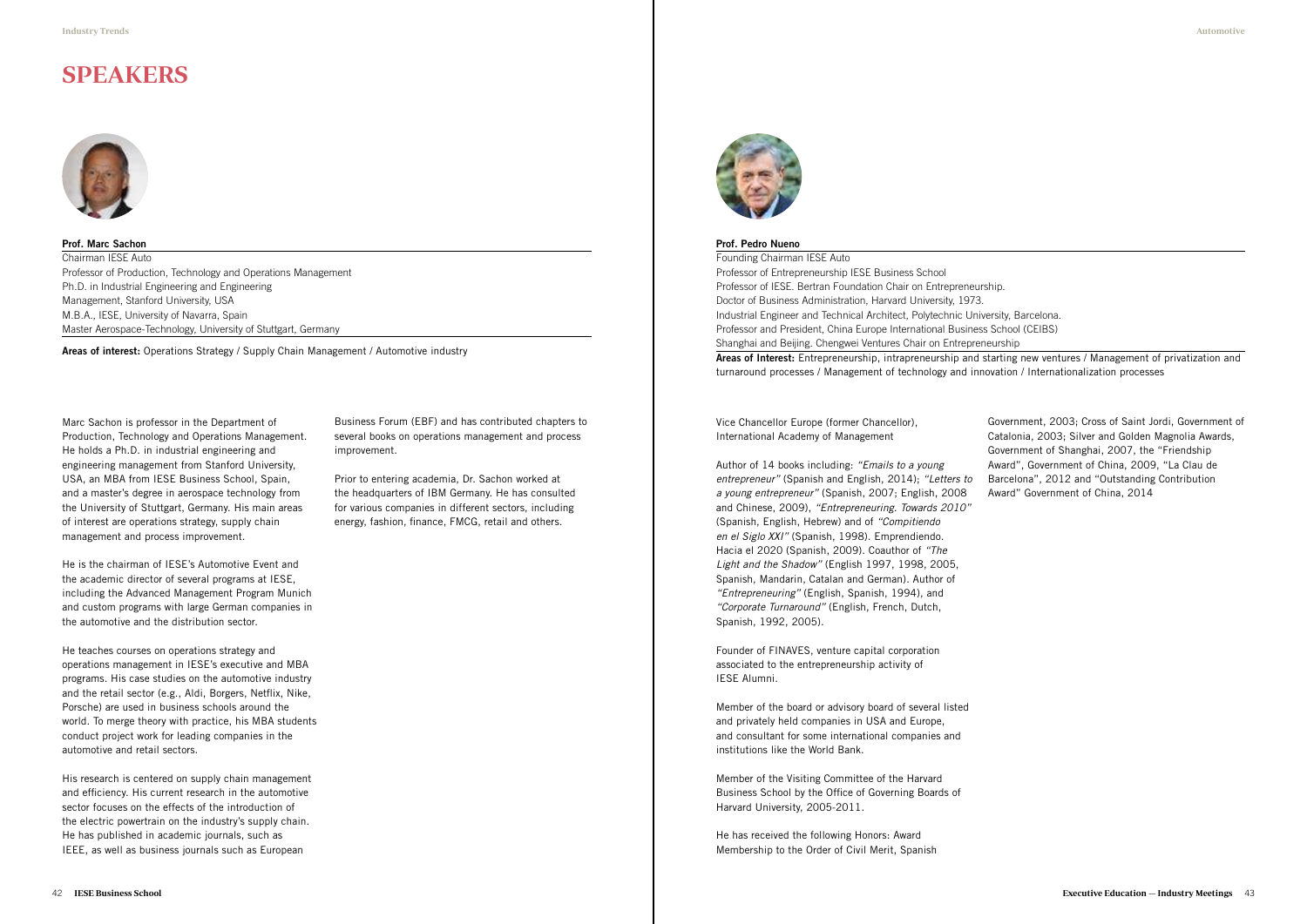# SPEAKERS

**Prof. Marc Sachon**

Chairman IESE Auto
Professor of Production, Technology and Operations Management
Ph.D. in Industrial Engineering and Engineering
Management, Stanford University, USA
M.B.A., IESE, University of Navarra, Spain
Master Aerospace-Technology, University of Stuttgart, Germany

**Areas of interest:** Operations Strategy / Supply Chain Management / Automotive industry

Marc Sachon is professor in the Department of Production, Technology and Operations Management. He holds a Ph.D. in industrial engineering and engineering management from Stanford University, USA, an MBA from IESE Business School, Spain, and a master's degree in aerospace technology from the University of Stuttgart, Germany. His main areas of interest are operations strategy, supply chain management and process improvement.

He is the chairman of IESE's Automotive Event and the academic director of several programs at IESE, including the Advanced Management Program Munich and custom programs with large German companies in the automotive and the distribution sector.

He teaches courses on operations strategy and operations management in IESE's executive and MBA programs. His case studies on the automotive industry and the retail sector (e.g., Aldi, Borgers, Netflix, Nike, Porsche) are used in business schools around the world. To merge theory with practice, his MBA students conduct project work for leading companies in the automotive and retail sectors.

His research is centered on supply chain management and efficiency. His current research in the automotive sector focuses on the effects of the introduction of the electric powertrain on the industry's supply chain. He has published in academic journals, such as IEEE, as well as business journals such as European Business Forum (EBF) and has contributed chapters to several books on operations management and process improvement.

Prior to entering academia, Dr. Sachon worked at the headquarters of IBM Germany. He has consulted for various companies in different sectors, including energy, fashion, finance, FMCG, retail and others.

**Prof. Pedro Nueno**

Founding Chairman IESE Auto
Professor of Entrepreneurship IESE Business School
Professor of IESE. Bertran Foundation Chair on Entrepreneurship.
Doctor of Business Administration, Harvard University, 1973.
Industrial Engineer and Technical Architect, Polytechnic University, Barcelona.
Professor and President, China Europe International Business School (CEIBS)
Shanghai and Beijing. Chengwei Ventures Chair on Entrepreneurship

**Areas of Interest:** Entrepreneurship, intrapreneurship and starting new ventures / Management of privatization and turnaround processes / Management of technology and innovation / Internationalization processes

Vice Chancellor Europe (former Chancellor), International Academy of Management

Author of 14 books including: *"Emails to a young entrepreneur"* (Spanish and English, 2014); *"Letters to a young entrepreneur"* (Spanish, 2007; English, 2008 and Chinese, 2009), *"Entrepreneuring. Towards 2010"* (Spanish, English, Hebrew) and of *"Compitiendo en el Siglo XXI"* (Spanish, 1998). Emprendiendo. Hacia el 2020 (Spanish, 2009). Coauthor of *"The Light and the Shadow"* (English 1997, 1998, 2005, Spanish, Mandarin, Catalan and German). Author of *"Entrepreneuring"* (English, Spanish, 1994), and *"Corporate Turnaround"* (English, French, Dutch, Spanish, 1992, 2005).

Founder of FINAVES, venture capital corporation associated to the entrepreneurship activity of IESE Alumni.

Member of the board or advisory board of several listed and privately held companies in USA and Europe, and consultant for some international companies and institutions like the World Bank.

Member of the Visiting Committee of the Harvard Business School by the Office of Governing Boards of Harvard University, 2005-2011.

He has received the following Honors: Award Membership to the Order of Civil Merit, Spanish Government, 2003; Cross of Saint Jordi, Government of Catalonia, 2003; Silver and Golden Magnolia Awards, Government of Shanghai, 2007, the "Friendship Award", Government of China, 2009, "La Clau de Barcelona", 2012 and "Outstanding Contribution Award" Government of China, 2014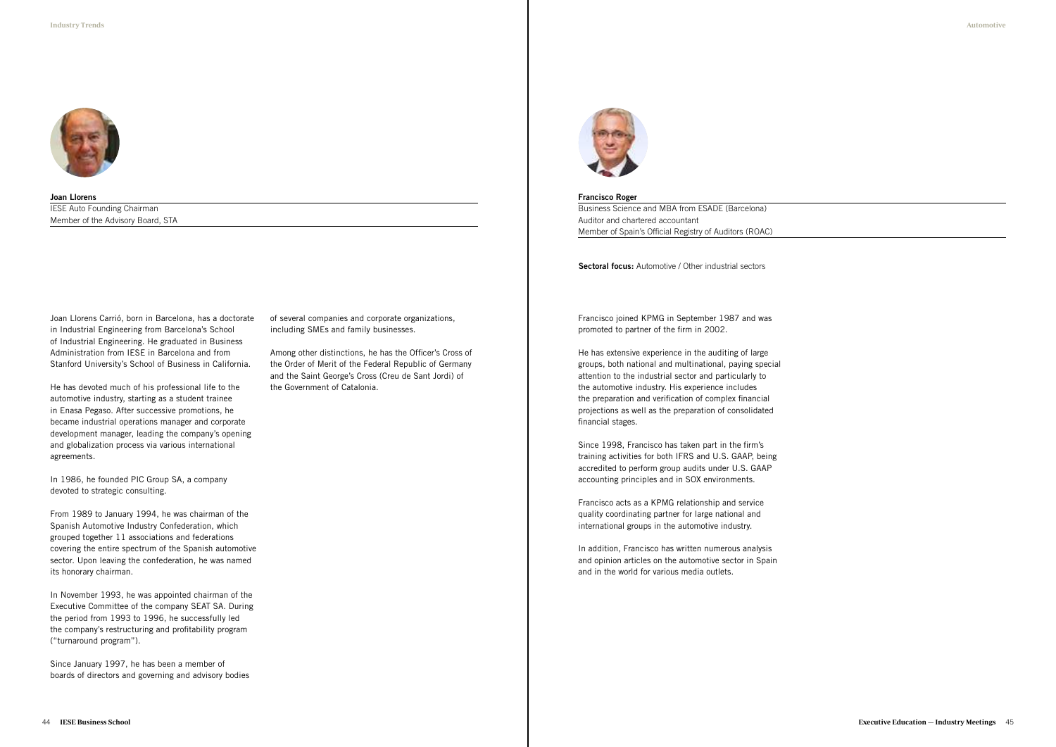**Joan Llorens**

IESE Auto Founding Chairman
Member of the Advisory Board, STA

Joan Llorens Carrió, born in Barcelona, has a doctorate in Industrial Engineering from Barcelona's School of Industrial Engineering. He graduated in Business Administration from IESE in Barcelona and from Stanford University's School of Business in California.

He has devoted much of his professional life to the automotive industry, starting as a student trainee in Enasa Pegaso. After successive promotions, he became industrial operations manager and corporate development manager, leading the company's opening and globalization process via various international agreements.

In 1986, he founded PIC Group SA, a company devoted to strategic consulting.

From 1989 to January 1994, he was chairman of the Spanish Automotive Industry Confederation, which grouped together 11 associations and federations covering the entire spectrum of the Spanish automotive sector. Upon leaving the confederation, he was named its honorary chairman.

In November 1993, he was appointed chairman of the Executive Committee of the company SEAT SA. During the period from 1993 to 1996, he successfully led the company's restructuring and profitability program ("turnaround program").

Since January 1997, he has been a member of boards of directors and governing and advisory bodies of several companies and corporate organizations, including SMEs and family businesses.

Among other distinctions, he has the Officer's Cross of the Order of Merit of the Federal Republic of Germany and the Saint George's Cross (Creu de Sant Jordi) of the Government of Catalonia.

**Francisco Roger**

Business Science and MBA from ESADE (Barcelona)
Auditor and chartered accountant
Member of Spain's Official Registry of Auditors (ROAC)

**Sectoral focus:** Automotive / Other industrial sectors

Francisco joined KPMG in September 1987 and was promoted to partner of the firm in 2002.

He has extensive experience in the auditing of large groups, both national and multinational, paying special attention to the industrial sector and particularly to the automotive industry. His experience includes the preparation and verification of complex financial projections as well as the preparation of consolidated financial stages.

Since 1998, Francisco has taken part in the firm's training activities for both IFRS and U.S. GAAP, being accredited to perform group audits under U.S. GAAP accounting principles and in SOX environments.

Francisco acts as a KPMG relationship and service quality coordinating partner for large national and international groups in the automotive industry.

In addition, Francisco has written numerous analysis and opinion articles on the automotive sector in Spain and in the world for various media outlets.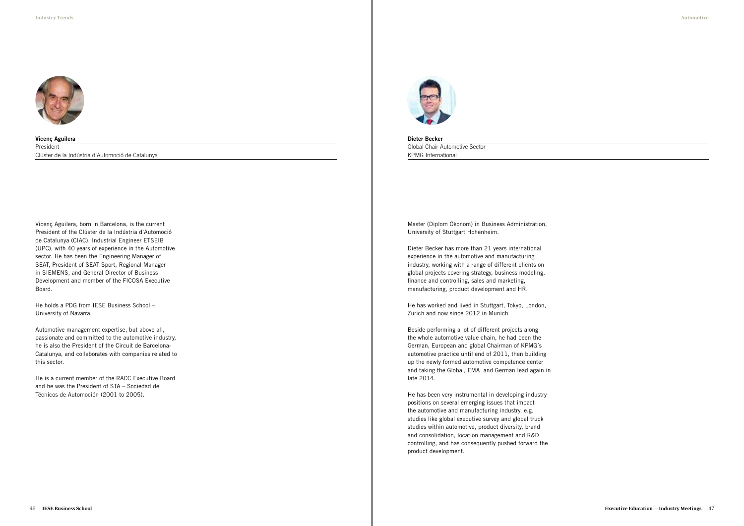**Vicenç Aguilera**

President
Clúster de la Indústria d'Automoció de Catalunya

Vicenç Aguilera, born in Barcelona, is the current President of the Clúster de la Indústria d'Automoció de Catalunya (CIAC). Industrial Engineer ETSEIB (UPC), with 40 years of experience in the Automotive sector. He has been the Engineering Manager of SEAT, President of SEAT Sport, Regional Manager in SIEMENS, and General Director of Business Development and member of the FICOSA Executive Board.

He holds a PDG from IESE Business School – University of Navarra.

Automotive management expertise, but above all, passionate and committed to the automotive industry, he is also the President of the Circuit de Barcelona-Catalunya, and collaborates with companies related to this sector.

He is a current member of the RACC Executive Board and he was the President of STA – Sociedad de Técnicos de Automoción (2001 to 2005).

**Dieter Becker**

Global Chair Automotive Sector
KPMG International

Master (Diplom Ökonom) in Business Administration, University of Stuttgart Hohenheim.

Dieter Becker has more than 21 years international experience in the automotive and manufacturing industry, working with a range of different clients on global projects covering strategy, business modeling, finance and controlling, sales and marketing, manufacturing, product development and HR.

He has worked and lived in Stuttgart, Tokyo, London, Zurich and now since 2012 in Munich

Beside performing a lot of different projects along the whole automotive value chain, he had been the German, European and global Chairman of KPMG´s automotive practice until end of 2011, then building up the newly formed automotive competence center and taking the Global, EMA and German lead again in late 2014.

He has been very instrumental in developing industry positions on several emerging issues that impact the automotive and manufacturing industry, e.g. studies like global executive survey and global truck studies within automotive, product diversity, brand and consolidation, location management and R&D controlling, and has consequently pushed forward the product development.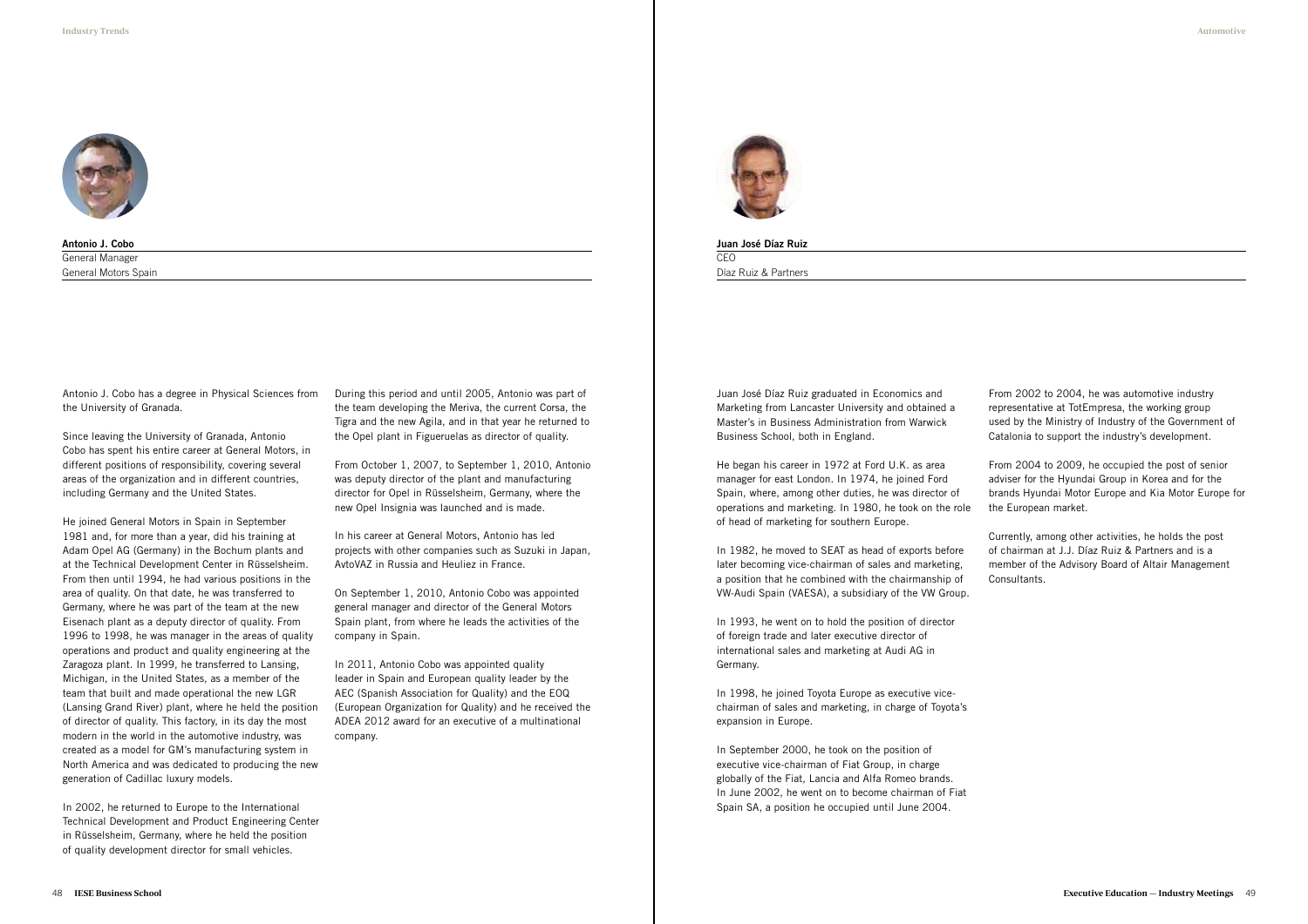**Antonio J. Cobo**
General Manager
General Motors Spain

Antonio J. Cobo has a degree in Physical Sciences from the University of Granada.

Since leaving the University of Granada, Antonio Cobo has spent his entire career at General Motors, in different positions of responsibility, covering several areas of the organization and in different countries, including Germany and the United States.

He joined General Motors in Spain in September 1981 and, for more than a year, did his training at Adam Opel AG (Germany) in the Bochum plants and at the Technical Development Center in Rüsselsheim. From then until 1994, he had various positions in the area of quality. On that date, he was transferred to Germany, where he was part of the team at the new Eisenach plant as a deputy director of quality. From 1996 to 1998, he was manager in the areas of quality operations and product and quality engineering at the Zaragoza plant. In 1999, he transferred to Lansing, Michigan, in the United States, as a member of the team that built and made operational the new LGR (Lansing Grand River) plant, where he held the position of director of quality. This factory, in its day the most modern in the world in the automotive industry, was created as a model for GM's manufacturing system in North America and was dedicated to producing the new generation of Cadillac luxury models.

In 2002, he returned to Europe to the International Technical Development and Product Engineering Center in Rüsselsheim, Germany, where he held the position of quality development director for small vehicles.

During this period and until 2005, Antonio was part of the team developing the Meriva, the current Corsa, the Tigra and the new Agila, and in that year he returned to the Opel plant in Figueruelas as director of quality.

From October 1, 2007, to September 1, 2010, Antonio was deputy director of the plant and manufacturing director for Opel in Rüsselsheim, Germany, where the new Opel Insignia was launched and is made.

In his career at General Motors, Antonio has led projects with other companies such as Suzuki in Japan, AvtoVAZ in Russia and Heuliez in France.

On September 1, 2010, Antonio Cobo was appointed general manager and director of the General Motors Spain plant, from where he leads the activities of the company in Spain.

In 2011, Antonio Cobo was appointed quality leader in Spain and European quality leader by the AEC (Spanish Association for Quality) and the EOQ (European Organization for Quality) and he received the ADEA 2012 award for an executive of a multinational company.

**Juan José Díaz Ruiz**
CEO
Díaz Ruiz & Partners

Juan José Díaz Ruiz graduated in Economics and Marketing from Lancaster University and obtained a Master's in Business Administration from Warwick Business School, both in England.

He began his career in 1972 at Ford U.K. as area manager for east London. In 1974, he joined Ford Spain, where, among other duties, he was director of operations and marketing. In 1980, he took on the role of head of marketing for southern Europe.

In 1982, he moved to SEAT as head of exports before later becoming vice-chairman of sales and marketing, a position that he combined with the chairmanship of VW-Audi Spain (VAESA), a subsidiary of the VW Group.

In 1993, he went on to hold the position of director of foreign trade and later executive director of international sales and marketing at Audi AG in Germany.

In 1998, he joined Toyota Europe as executive vice-chairman of sales and marketing, in charge of Toyota's expansion in Europe.

In September 2000, he took on the position of executive vice-chairman of Fiat Group, in charge globally of the Fiat, Lancia and Alfa Romeo brands. In June 2002, he went on to become chairman of Fiat Spain SA, a position he occupied until June 2004.

From 2002 to 2004, he was automotive industry representative at TotEmpresa, the working group used by the Ministry of Industry of the Government of Catalonia to support the industry's development.

From 2004 to 2009, he occupied the post of senior adviser for the Hyundai Group in Korea and for the brands Hyundai Motor Europe and Kia Motor Europe for the European market.

Currently, among other activities, he holds the post of chairman at J.J. Díaz Ruiz & Partners and is a member of the Advisory Board of Altair Management Consultants.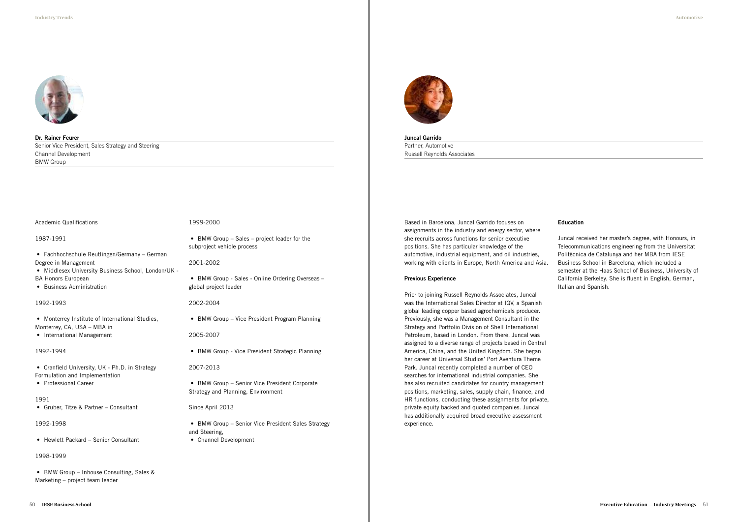**Dr. Rainer Feurer**

Senior Vice President, Sales Strategy and Steering
Channel Development
BMW Group

Academic Qualifications

1987-1991

- Fachhochschule Reutlingen/Germany – German Degree in Management
- Middlesex University Business School, London/UK - BA Honors European
- Business Administration

1992-1993

- Monterrey Institute of International Studies, Monterrey, CA, USA – MBA in
- International Management

1992-1994

- Cranfield University, UK - Ph.D. in Strategy Formulation and Implementation
- Professional Career

1991

- Gruber, Titze & Partner – Consultant

1992-1998

- Hewlett Packard – Senior Consultant

1998-1999

- BMW Group – Inhouse Consulting, Sales & Marketing – project team leader

1999-2000

- BMW Group – Sales – project leader for the subproject vehicle process

2001-2002

- BMW Group - Sales - Online Ordering Overseas – global project leader

2002-2004

- BMW Group – Vice President Program Planning

2005-2007

- BMW Group - Vice President Strategic Planning

2007-2013

- BMW Group – Senior Vice President Corporate Strategy and Planning, Environment

Since April 2013

- BMW Group – Senior Vice President Sales Strategy and Steering,
- Channel Development

**Juncal Garrido**

Partner, Automotive
Russell Reynolds Associates

Based in Barcelona, Juncal Garrido focuses on assignments in the industry and energy sector, where she recruits across functions for senior executive positions. She has particular knowledge of the automotive, industrial equipment, and oil industries, working with clients in Europe, North America and Asia.

**Previous Experience**

Prior to joining Russell Reynolds Associates, Juncal was the International Sales Director at IQV, a Spanish global leading copper based agrochemicals producer. Previously, she was a Management Consultant in the Strategy and Portfolio Division of Shell International Petroleum, based in London. From there, Juncal was assigned to a diverse range of projects based in Central America, China, and the United Kingdom. She began her career at Universal Studios' Port Aventura Theme Park. Juncal recently completed a number of CEO searches for international industrial companies. She has also recruited candidates for country management positions, marketing, sales, supply chain, finance, and HR functions, conducting these assignments for private, private equity backed and quoted companies. Juncal has additionally acquired broad executive assessment experience.

**Education**

Juncal received her master's degree, with Honours, in Telecommunications engineering from the Universitat Politècnica de Catalunya and her MBA from IESE Business School in Barcelona, which included a semester at the Haas School of Business, University of California Berkeley. She is fluent in English, German, Italian and Spanish.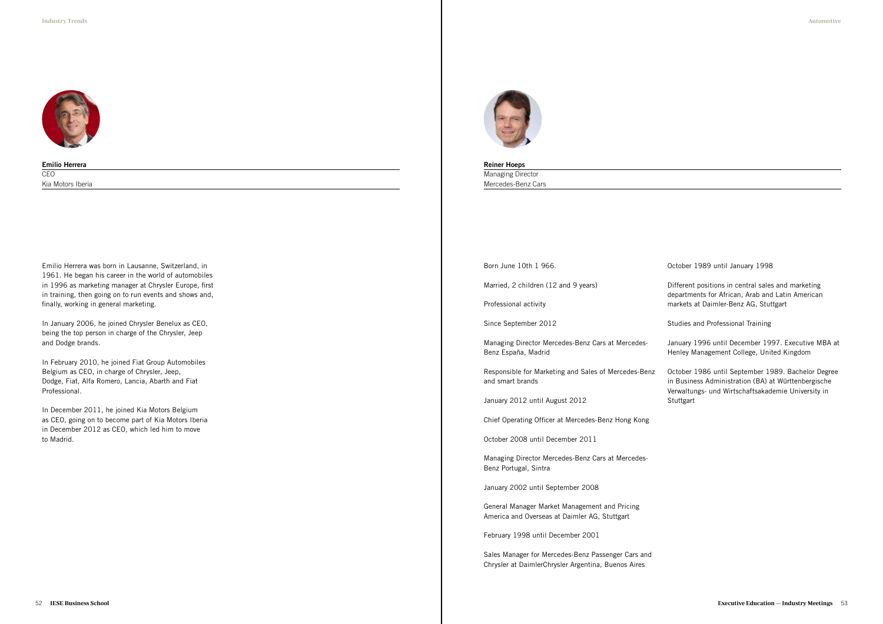**Emilio Herrera**

CEO

Kia Motors Iberia

Emilio Herrera was born in Lausanne, Switzerland, in 1961. He began his career in the world of automobiles in 1996 as marketing manager at Chrysler Europe, first in training, then going on to run events and shows and, finally, working in general marketing.

In January 2006, he joined Chrysler Benelux as CEO, being the top person in charge of the Chrysler, Jeep and Dodge brands.

In February 2010, he joined Fiat Group Automobiles Belgium as CEO, in charge of Chrysler, Jeep, Dodge, Fiat, Alfa Romero, Lancia, Abarth and Fiat Professional.

In December 2011, he joined Kia Motors Belgium as CEO, going on to become part of Kia Motors Iberia in December 2012 as CEO, which led him to move to Madrid.

**Reiner Hoeps**

Managing Director

Mercedes-Benz Cars

Born June 10th 1 966.

Married, 2 children (12 and 9 years)

Professional activity

Since September 2012

Managing Director Mercedes-Benz Cars at Mercedes-Benz España, Madrid

Responsible for Marketing and Sales of Mercedes-Benz and smart brands

January 2012 until August 2012

Chief Operating Officer at Mercedes-Benz Hong Kong

October 2008 until December 2011

Managing Director Mercedes-Benz Cars at Mercedes-Benz Portugal, Sintra

January 2002 until September 2008

General Manager Market Management and Pricing America and Overseas at Daimler AG, Stuttgart

February 1998 until December 2001

Sales Manager for Mercedes-Benz Passenger Cars and Chrysler at DaimlerChrysler Argentina, Buenos Aires

October 1989 until January 1998

Different positions in central sales and marketing departments for African, Arab and Latin American markets at Daimler-Benz AG, Stuttgart

Studies and Professional Training

January 1996 until December 1997. Executive MBA at Henley Management College, United Kingdom

October 1986 until September 1989. Bachelor Degree in Business Administration (BA) at Württenbergische Verwaltungs- und Wirtschaftsakademie University in Stuttgart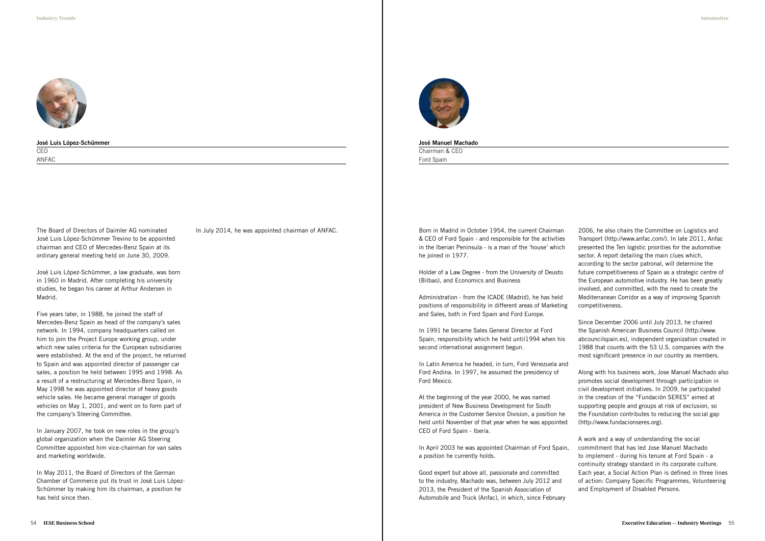**José Luis López-Schümmer**

CEO

ANFAC

The Board of Directors of Daimler AG nominated José Luis López-Schümmer Trevino to be appointed chairman and CEO of Mercedes-Benz Spain at its ordinary general meeting held on June 30, 2009.

José Luis López-Schümmer, a law graduate, was born in 1960 in Madrid. After completing his university studies, he began his career at Arthur Andersen in Madrid.

Five years later, in 1988, he joined the staff of Mercedes-Benz Spain as head of the company's sales network. In 1994, company headquarters called on him to join the Project Europe working group, under which new sales criteria for the European subsidiaries were established. At the end of the project, he returned to Spain and was appointed director of passenger car sales, a position he held between 1995 and 1998. As a result of a restructuring at Mercedes-Benz Spain, in May 1998 he was appointed director of heavy goods vehicle sales. He became general manager of goods vehicles on May 1, 2001, and went on to form part of the company's Steering Committee.

In January 2007, he took on new roles in the group's global organization when the Daimler AG Steering Committee appointed him vice-chairman for van sales and marketing worldwide.

In May 2011, the Board of Directors of the German Chamber of Commerce put its trust in José Luis López-Schümmer by making him its chairman, a position he has held since then.

In July 2014, he was appointed chairman of ANFAC.

**José Manuel Machado**

Chairman & CEO

Ford Spain

Born in Madrid in October 1954, the current Chairman & CEO of Ford Spain - and responsible for the activities in the Iberian Peninsula - is a man of the 'house' which he joined in 1977.

Holder of a Law Degree - from the University of Deusto (Bilbao), and Economics and Business

Administration - from the ICADE (Madrid), he has held positions of responsibility in different areas of Marketing and Sales, both in Ford Spain and Ford Europe.

In 1991 he became Sales General Director at Ford Spain, responsibility which he held until1994 when his second international assignment begun.

In Latin America he headed, in turn, Ford Venezuela and Ford Andina. In 1997, he assumed the presidency of Ford Mexico.

At the beginning of the year 2000, he was named president of New Business Development for South America in the Customer Service Division, a position he held until November of that year when he was appointed CEO of Ford Spain - Iberia.

In April 2003 he was appointed Chairman of Ford Spain, a position he currently holds.

Good expert but above all, passionate and committed to the industry, Machado was, between July 2012 and 2013, the President of the Spanish Association of Automobile and Truck (Anfac), in which, since February 2006, he also chairs the Committee on Logistics and Transport (http://www.anfac.com/). In late 2011, Anfac presented the Ten logistic priorities for the automotive sector. A report detailing the main clues which, according to the sector patronal, will determine the future competitiveness of Spain as a strategic centre of the European automotive industry. He has been greatly involved, and committed, with the need to create the Mediterranean Corridor as a way of improving Spanish competitiveness.

Since December 2006 until July 2013, he chaired the Spanish American Business Council (http://www.abcouncilspain.es), independent organization created in 1988 that counts with the 53 U.S. companies with the most significant presence in our country as members.

Along with his business work, Jose Manuel Machado also promotes social development through participation in civil development initiatives. In 2009, he participated in the creation of the "Fundación SERES" aimed at supporting people and groups at risk of exclusion, so the Foundation contributes to reducing the social gap (http://www.fundacionseres.org).

A work and a way of understanding the social commitment that has led Jose Manuel Machado to implement - during his tenure at Ford Spain - a continuity strategy standard in its corporate culture. Each year, a Social Action Plan is defined in three lines of action: Company Specific Programmes, Volunteering and Employment of Disabled Persons.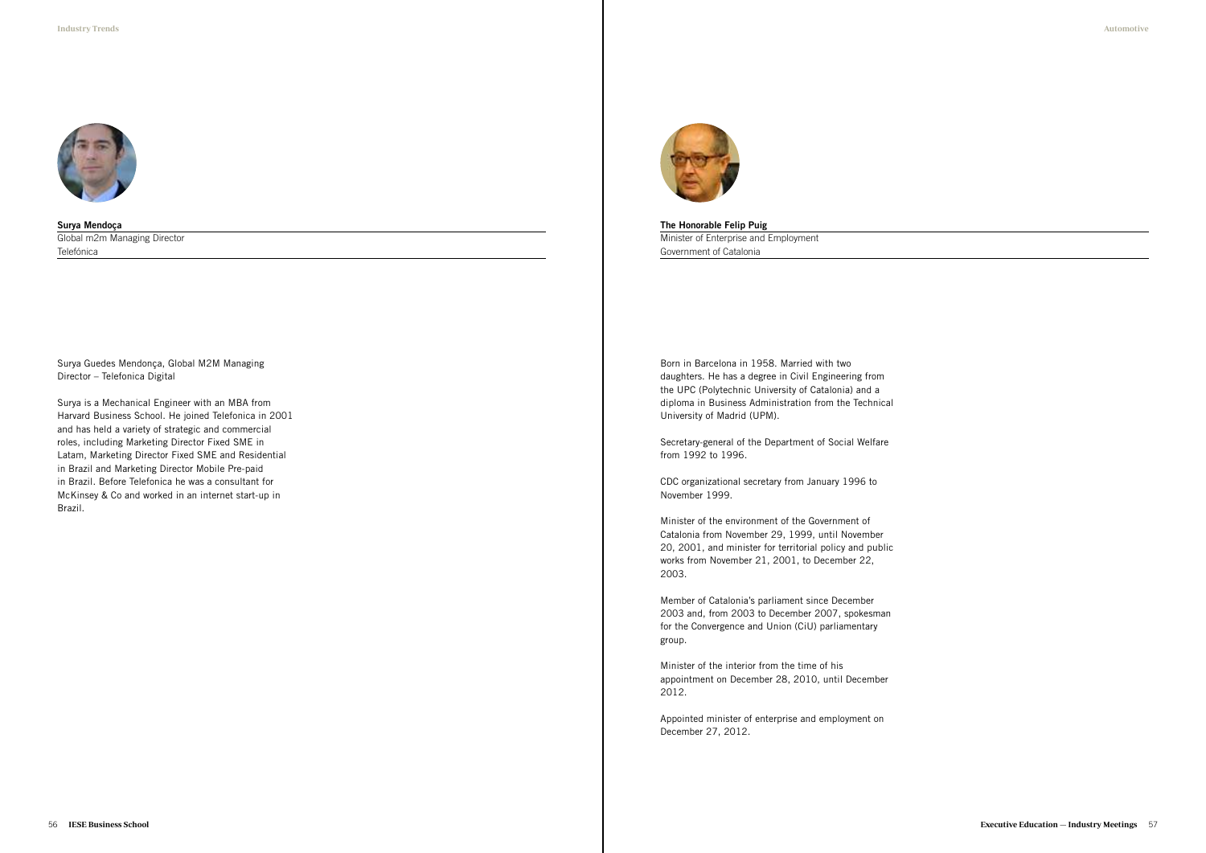**Surya Mendoça**

Global m2m Managing Director

Telefónica

Surya Guedes Mendonça, Global M2M Managing Director – Telefonica Digital

Surya is a Mechanical Engineer with an MBA from Harvard Business School. He joined Telefonica in 2001 and has held a variety of strategic and commercial roles, including Marketing Director Fixed SME in Latam, Marketing Director Fixed SME and Residential in Brazil and Marketing Director Mobile Pre-paid in Brazil. Before Telefonica he was a consultant for McKinsey & Co and worked in an internet start-up in Brazil.

**The Honorable Felip Puig**

Minister of Enterprise and Employment

Government of Catalonia

Born in Barcelona in 1958. Married with two daughters. He has a degree in Civil Engineering from the UPC (Polytechnic University of Catalonia) and a diploma in Business Administration from the Technical University of Madrid (UPM).

Secretary-general of the Department of Social Welfare from 1992 to 1996.

CDC organizational secretary from January 1996 to November 1999.

Minister of the environment of the Government of Catalonia from November 29, 1999, until November 20, 2001, and minister for territorial policy and public works from November 21, 2001, to December 22, 2003.

Member of Catalonia's parliament since December 2003 and, from 2003 to December 2007, spokesman for the Convergence and Union (CiU) parliamentary group.

Minister of the interior from the time of his appointment on December 28, 2010, until December 2012.

Appointed minister of enterprise and employment on December 27, 2012.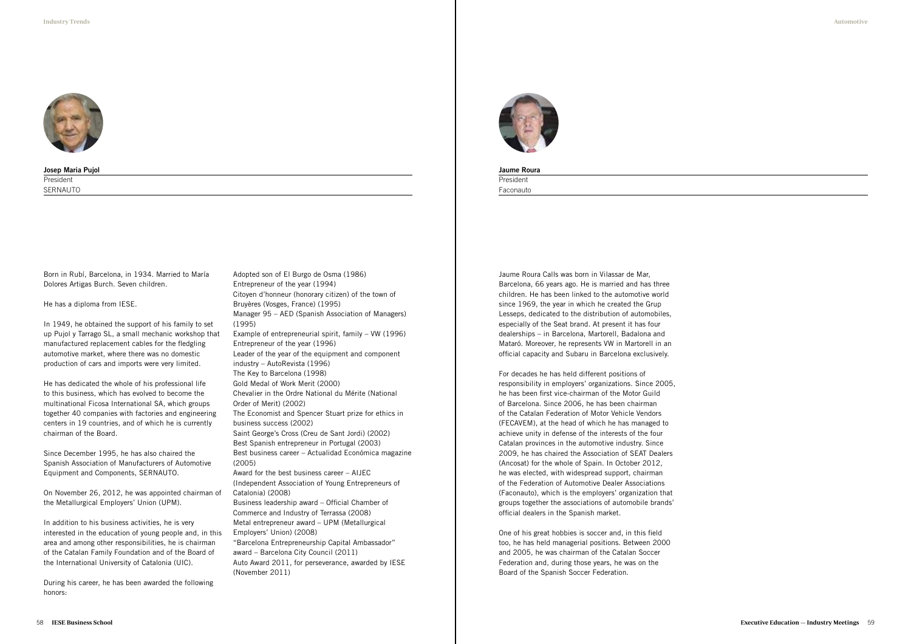**Josep Maria Pujol**

President

SERNAUTO

Born in Rubí, Barcelona, in 1934. Married to María Dolores Artigas Burch. Seven children.

He has a diploma from IESE.

In 1949, he obtained the support of his family to set up Pujol y Tarrago SL, a small mechanic workshop that manufactured replacement cables for the fledgling automotive market, where there was no domestic production of cars and imports were very limited.

He has dedicated the whole of his professional life to this business, which has evolved to become the multinational Ficosa International SA, which groups together 40 companies with factories and engineering centers in 19 countries, and of which he is currently chairman of the Board.

Since December 1995, he has also chaired the Spanish Association of Manufacturers of Automotive Equipment and Components, SERNAUTO.

On November 26, 2012, he was appointed chairman of the Metallurgical Employers' Union (UPM).

In addition to his business activities, he is very interested in the education of young people and, in this area and among other responsibilities, he is chairman of the Catalan Family Foundation and of the Board of the International University of Catalonia (UIC).

During his career, he has been awarded the following honors:

Adopted son of El Burgo de Osma (1986)
Entrepreneur of the year (1994)
Citoyen d'honneur (honorary citizen) of the town of Bruyères (Vosges, France) (1995)
Manager 95 – AED (Spanish Association of Managers) (1995)
Example of entrepreneurial spirit, family – VW (1996)
Entrepreneur of the year (1996)
Leader of the year of the equipment and component industry – AutoRevista (1996)
The Key to Barcelona (1998)
Gold Medal of Work Merit (2000)
Chevalier in the Ordre National du Mérite (National Order of Merit) (2002)
The Economist and Spencer Stuart prize for ethics in business success (2002)
Saint George's Cross (Creu de Sant Jordi) (2002)
Best Spanish entrepreneur in Portugal (2003)
Best business career – Actualidad Económica magazine (2005)
Award for the best business career – AIJEC (Independent Association of Young Entrepreneurs of Catalonia) (2008)
Business leadership award – Official Chamber of Commerce and Industry of Terrassa (2008)
Metal entrepreneur award – UPM (Metallurgical Employers' Union) (2008)
"Barcelona Entrepreneurship Capital Ambassador" award – Barcelona City Council (2011)
Auto Award 2011, for perseverance, awarded by IESE (November 2011)

**Jaume Roura**

President

Faconauto

Jaume Roura Calls was born in Vilassar de Mar, Barcelona, 66 years ago. He is married and has three children. He has been linked to the automotive world since 1969, the year in which he created the Grup Lesseps, dedicated to the distribution of automobiles, especially of the Seat brand. At present it has four dealerships – in Barcelona, Martorell, Badalona and Mataró. Moreover, he represents VW in Martorell in an official capacity and Subaru in Barcelona exclusively.

For decades he has held different positions of responsibility in employers' organizations. Since 2005, he has been first vice-chairman of the Motor Guild of Barcelona. Since 2006, he has been chairman of the Catalan Federation of Motor Vehicle Vendors (FECAVEM), at the head of which he has managed to achieve unity in defense of the interests of the four Catalan provinces in the automotive industry. Since 2009, he has chaired the Association of SEAT Dealers (Ancosat) for the whole of Spain. In October 2012, he was elected, with widespread support, chairman of the Federation of Automotive Dealer Associations (Faconauto), which is the employers' organization that groups together the associations of automobile brands' official dealers in the Spanish market.

One of his great hobbies is soccer and, in this field too, he has held managerial positions. Between 2000 and 2005, he was chairman of the Catalan Soccer Federation and, during those years, he was on the Board of the Spanish Soccer Federation.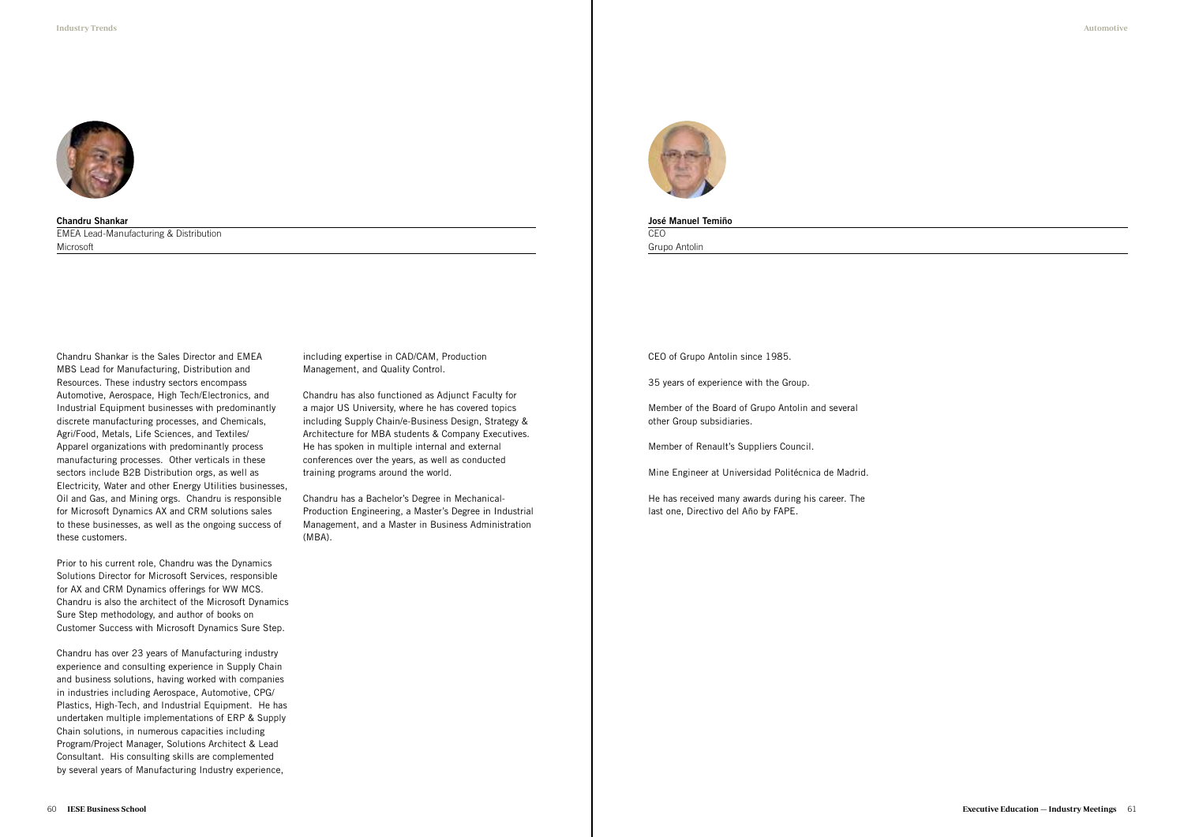**Chandru Shankar**

EMEA Lead-Manufacturing & Distribution

Microsoft

Chandru Shankar is the Sales Director and EMEA MBS Lead for Manufacturing, Distribution and Resources. These industry sectors encompass Automotive, Aerospace, High Tech/Electronics, and Industrial Equipment businesses with predominantly discrete manufacturing processes, and Chemicals, Agri/Food, Metals, Life Sciences, and Textiles/Apparel organizations with predominantly process manufacturing processes. Other verticals in these sectors include B2B Distribution orgs, as well as Electricity, Water and other Energy Utilities businesses, Oil and Gas, and Mining orgs. Chandru is responsible for Microsoft Dynamics AX and CRM solutions sales to these businesses, as well as the ongoing success of these customers.

Prior to his current role, Chandru was the Dynamics Solutions Director for Microsoft Services, responsible for AX and CRM Dynamics offerings for WW MCS. Chandru is also the architect of the Microsoft Dynamics Sure Step methodology, and author of books on Customer Success with Microsoft Dynamics Sure Step.

Chandru has over 23 years of Manufacturing industry experience and consulting experience in Supply Chain and business solutions, having worked with companies in industries including Aerospace, Automotive, CPG/Plastics, High-Tech, and Industrial Equipment. He has undertaken multiple implementations of ERP & Supply Chain solutions, in numerous capacities including Program/Project Manager, Solutions Architect & Lead Consultant. His consulting skills are complemented by several years of Manufacturing Industry experience, including expertise in CAD/CAM, Production Management, and Quality Control.

Chandru has also functioned as Adjunct Faculty for a major US University, where he has covered topics including Supply Chain/e-Business Design, Strategy & Architecture for MBA students & Company Executives. He has spoken in multiple internal and external conferences over the years, as well as conducted training programs around the world.

Chandru has a Bachelor's Degree in Mechanical-Production Engineering, a Master's Degree in Industrial Management, and a Master in Business Administration (MBA).

**José Manuel Temiño**

CEO

Grupo Antolin

CEO of Grupo Antolin since 1985.

35 years of experience with the Group.

Member of the Board of Grupo Antolin and several other Group subsidiaries.

Member of Renault's Suppliers Council.

Mine Engineer at Universidad Politécnica de Madrid.

He has received many awards during his career. The last one, Directivo del Año by FAPE.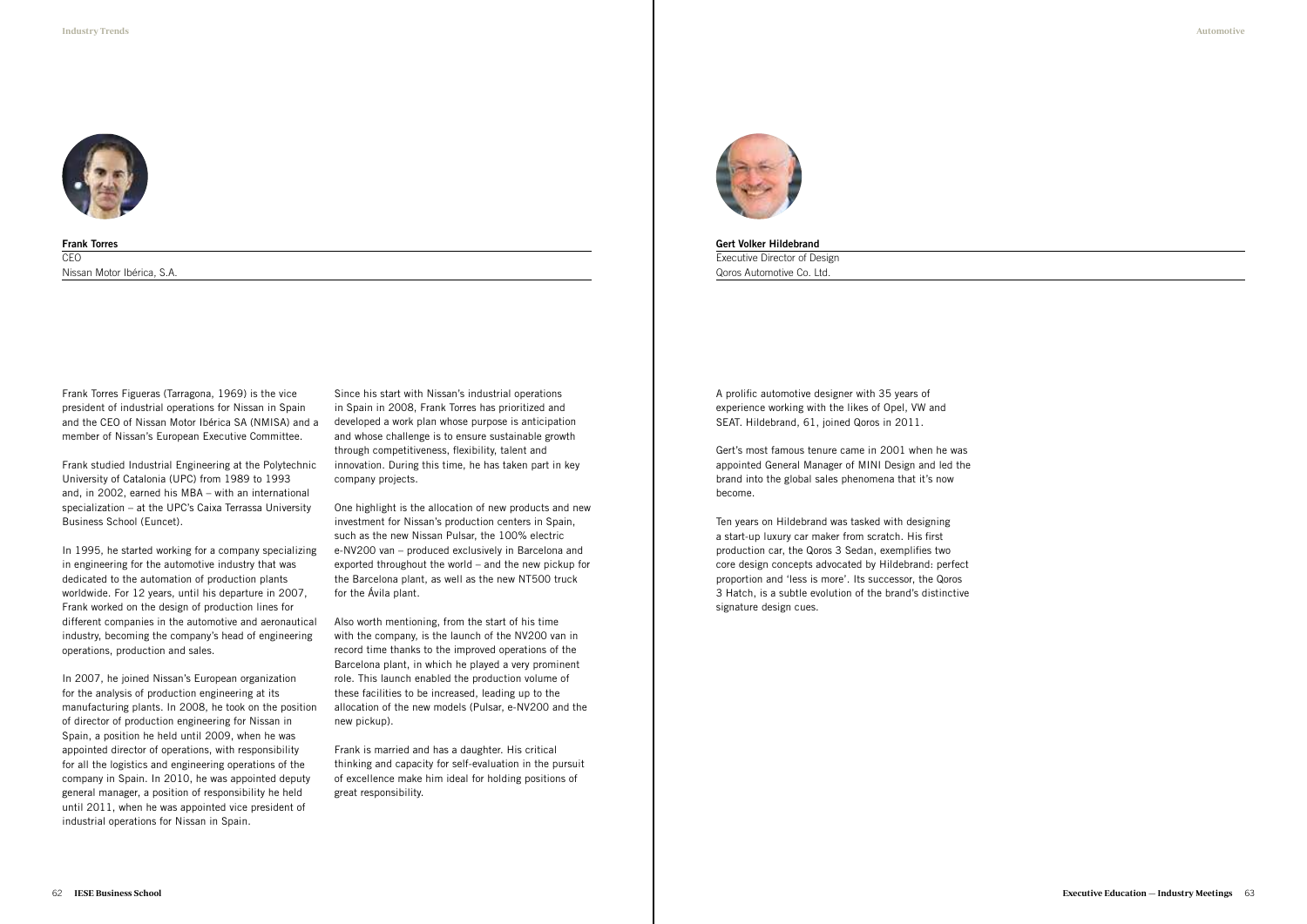**Frank Torres**

CEO
Nissan Motor Ibérica, S.A.

Frank Torres Figueras (Tarragona, 1969) is the vice president of industrial operations for Nissan in Spain and the CEO of Nissan Motor Ibérica SA (NMISA) and a member of Nissan's European Executive Committee.

Frank studied Industrial Engineering at the Polytechnic University of Catalonia (UPC) from 1989 to 1993 and, in 2002, earned his MBA – with an international specialization – at the UPC's Caixa Terrassa University Business School (Euncet).

In 1995, he started working for a company specializing in engineering for the automotive industry that was dedicated to the automation of production plants worldwide. For 12 years, until his departure in 2007, Frank worked on the design of production lines for different companies in the automotive and aeronautical industry, becoming the company's head of engineering operations, production and sales.

In 2007, he joined Nissan's European organization for the analysis of production engineering at its manufacturing plants. In 2008, he took on the position of director of production engineering for Nissan in Spain, a position he held until 2009, when he was appointed director of operations, with responsibility for all the logistics and engineering operations of the company in Spain. In 2010, he was appointed deputy general manager, a position of responsibility he held until 2011, when he was appointed vice president of industrial operations for Nissan in Spain.

Since his start with Nissan's industrial operations in Spain in 2008, Frank Torres has prioritized and developed a work plan whose purpose is anticipation and whose challenge is to ensure sustainable growth through competitiveness, flexibility, talent and innovation. During this time, he has taken part in key company projects.

One highlight is the allocation of new products and new investment for Nissan's production centers in Spain, such as the new Nissan Pulsar, the 100% electric e-NV200 van – produced exclusively in Barcelona and exported throughout the world – and the new pickup for the Barcelona plant, as well as the new NT500 truck for the Ávila plant.

Also worth mentioning, from the start of his time with the company, is the launch of the NV200 van in record time thanks to the improved operations of the Barcelona plant, in which he played a very prominent role. This launch enabled the production volume of these facilities to be increased, leading up to the allocation of the new models (Pulsar, e-NV200 and the new pickup).

Frank is married and has a daughter. His critical thinking and capacity for self-evaluation in the pursuit of excellence make him ideal for holding positions of great responsibility.

**Gert Volker Hildebrand**

Executive Director of Design
Qoros Automotive Co. Ltd.

A prolific automotive designer with 35 years of experience working with the likes of Opel, VW and SEAT. Hildebrand, 61, joined Qoros in 2011.

Gert's most famous tenure came in 2001 when he was appointed General Manager of MINI Design and led the brand into the global sales phenomena that it's now become.

Ten years on Hildebrand was tasked with designing a start-up luxury car maker from scratch. His first production car, the Qoros 3 Sedan, exemplifies two core design concepts advocated by Hildebrand: perfect proportion and 'less is more'. Its successor, the Qoros 3 Hatch, is a subtle evolution of the brand's distinctive signature design cues.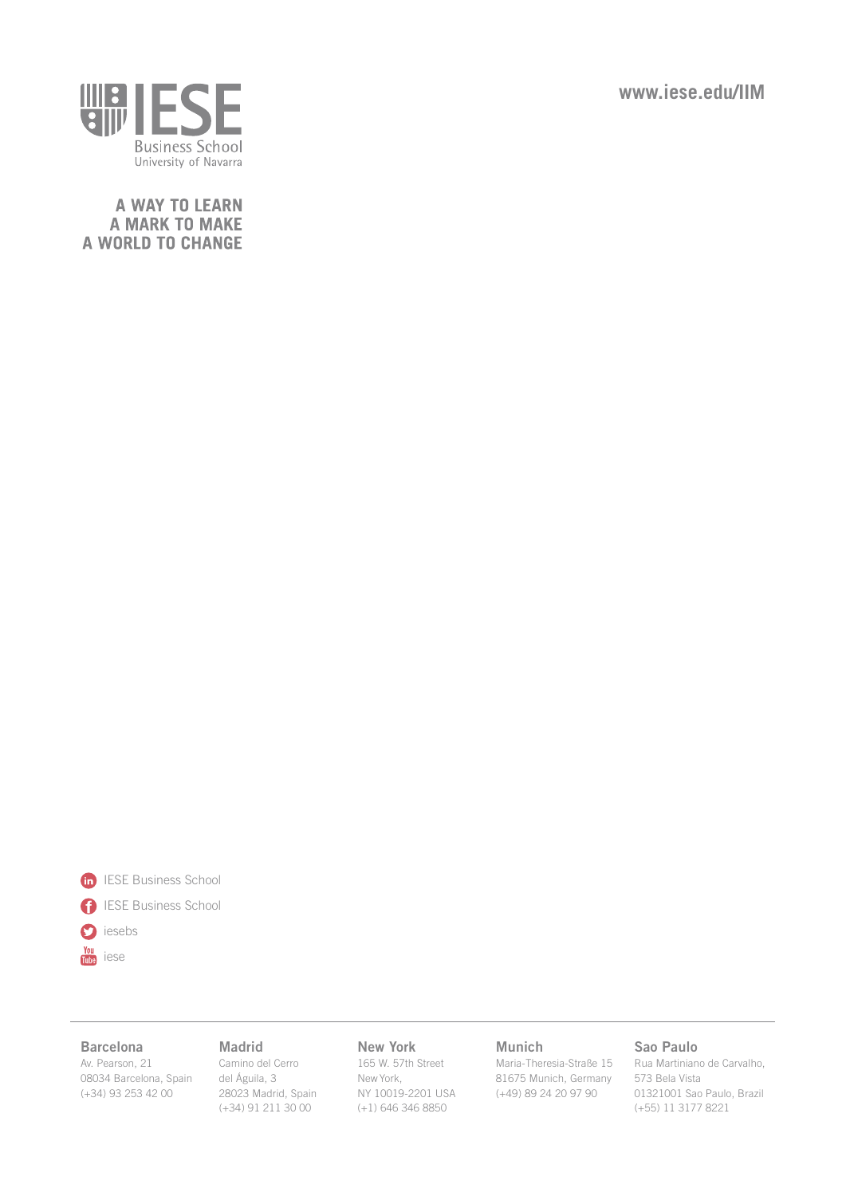IESE Business School
University of Navarra

www.iese.edu/IIM

**A WAY TO LEARN**
**A MARK TO MAKE**
**A WORLD TO CHANGE**

IESE Business School

IESE Business School

iesebs

iese

**Barcelona**
Av. Pearson, 21
08034 Barcelona, Spain
(+34) 93 253 42 00

**Madrid**
Camino del Cerro
del Águila, 3
28023 Madrid, Spain
(+34) 91 211 30 00

**New York**
165 W. 57th Street
New York,
NY 10019-2201 USA
(+1) 646 346 8850

**Munich**
Maria-Theresia-Straße 15
81675 Munich, Germany
(+49) 89 24 20 97 90

**Sao Paulo**
Rua Martiniano de Carvalho,
573 Bela Vista
01321001 Sao Paulo, Brazil
(+55) 11 3177 8221